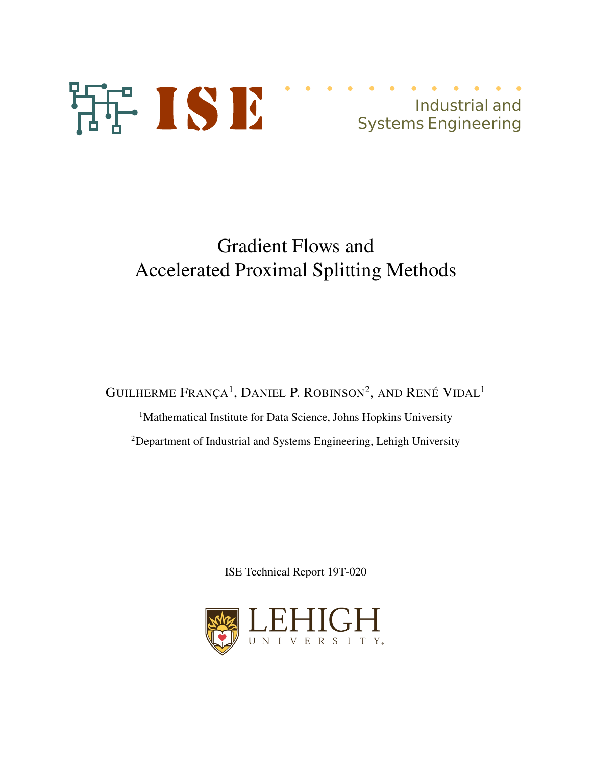ISE Industrial and Systems Engineering

# Gradient Flows and Accelerated Proximal Splitting Methods

Guilherme França[1], Daniel P. Robinson[2], and René Vidal[1]

[1]Mathematical Institute for Data Science, Johns Hopkins University

[2]Department of Industrial and Systems Engineering, Lehigh University

ISE Technical Report 19T-020

LEHIGH UNIVERSITY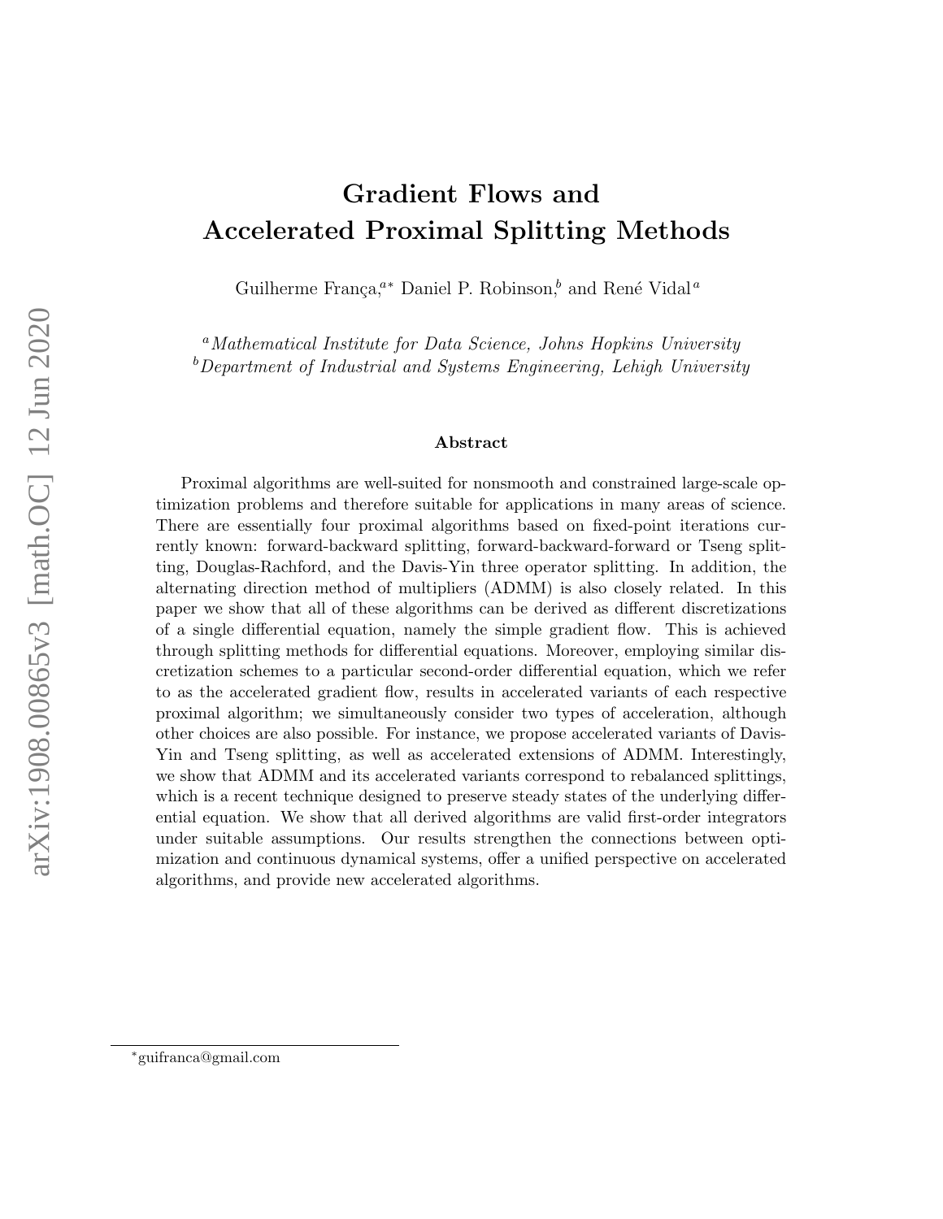# Gradient Flows and Accelerated Proximal Splitting Methods

Guilherme França,[a*] Daniel P. Robinson,[b] and René Vidal[a]

[a] *Mathematical Institute for Data Science, Johns Hopkins University*
[b] *Department of Industrial and Systems Engineering, Lehigh University*

### Abstract

Proximal algorithms are well-suited for nonsmooth and constrained large-scale optimization problems and therefore suitable for applications in many areas of science. There are essentially four proximal algorithms based on fixed-point iterations currently known: forward-backward splitting, forward-backward-forward or Tseng splitting, Douglas-Rachford, and the Davis-Yin three operator splitting. In addition, the alternating direction method of multipliers (ADMM) is also closely related. In this paper we show that all of these algorithms can be derived as different discretizations of a single differential equation, namely the simple gradient flow. This is achieved through splitting methods for differential equations. Moreover, employing similar discretization schemes to a particular second-order differential equation, which we refer to as the accelerated gradient flow, results in accelerated variants of each respective proximal algorithm; we simultaneously consider two types of acceleration, although other choices are also possible. For instance, we propose accelerated variants of Davis-Yin and Tseng splitting, as well as accelerated extensions of ADMM. Interestingly, we show that ADMM and its accelerated variants correspond to rebalanced splittings, which is a recent technique designed to preserve steady states of the underlying differential equation. We show that all derived algorithms are valid first-order integrators under suitable assumptions. Our results strengthen the connections between optimization and continuous dynamical systems, offer a unified perspective on accelerated algorithms, and provide new accelerated algorithms.

*guifranca@gmail.com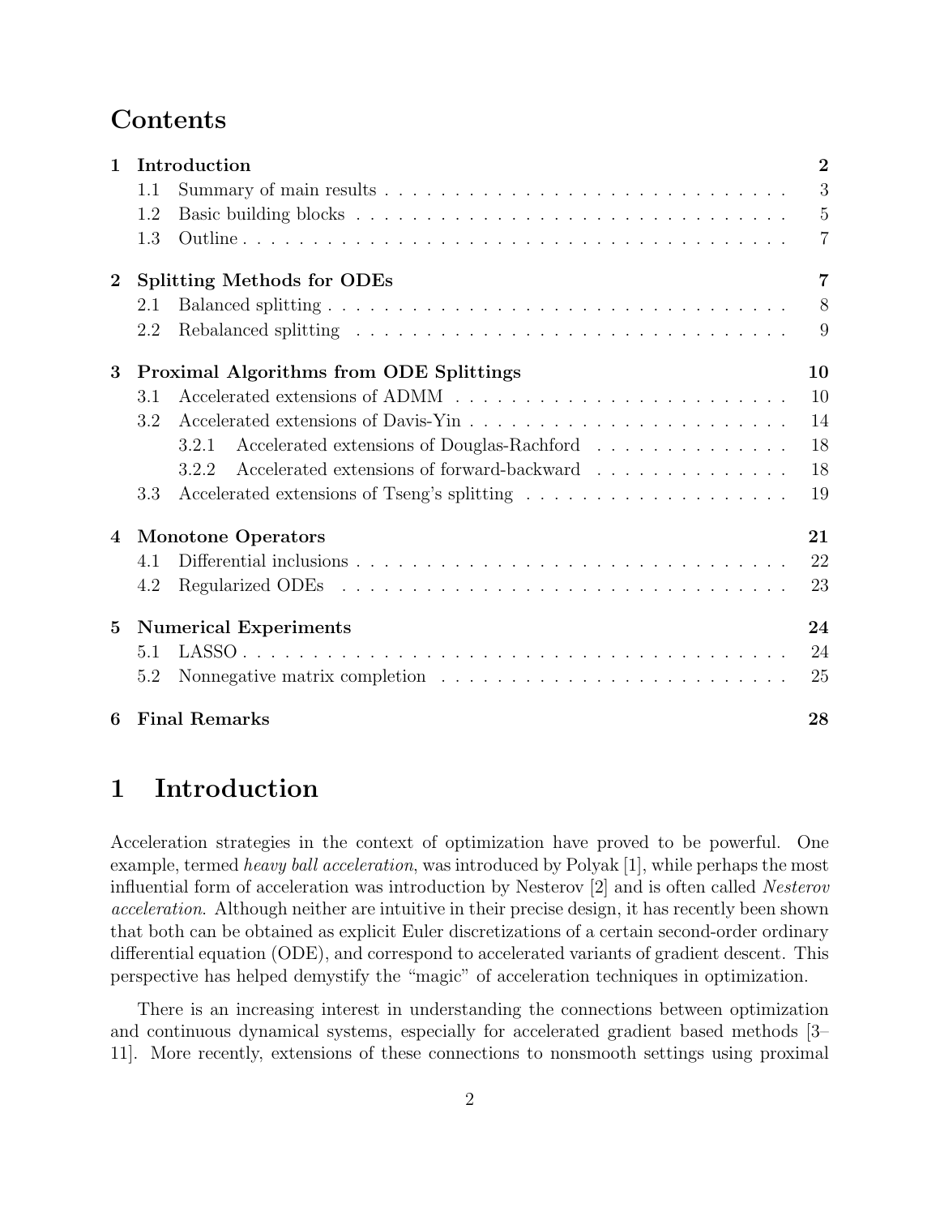# Contents

| | | |
|---|---|---|
| **1** | **Introduction** | **2** |
| | 1.1 Summary of main results | 3 |
| | 1.2 Basic building blocks | 5 |
| | 1.3 Outline | 7 |
| **2** | **Splitting Methods for ODEs** | **7** |
| | 2.1 Balanced splitting | 8 |
| | 2.2 Rebalanced splitting | 9 |
| **3** | **Proximal Algorithms from ODE Splittings** | **10** |
| | 3.1 Accelerated extensions of ADMM | 10 |
| | 3.2 Accelerated extensions of Davis-Yin | 14 |
| | 3.2.1 Accelerated extensions of Douglas-Rachford | 18 |
| | 3.2.2 Accelerated extensions of forward-backward | 18 |
| | 3.3 Accelerated extensions of Tseng's splitting | 19 |
| **4** | **Monotone Operators** | **21** |
| | 4.1 Differential inclusions | 22 |
| | 4.2 Regularized ODEs | 23 |
| **5** | **Numerical Experiments** | **24** |
| | 5.1 LASSO | 24 |
| | 5.2 Nonnegative matrix completion | 25 |
| **6** | **Final Remarks** | **28** |

# 1 Introduction

Acceleration strategies in the context of optimization have proved to be powerful. One example, termed *heavy ball acceleration*, was introduced by Polyak [1], while perhaps the most influential form of acceleration was introduction by Nesterov [2] and is often called *Nesterov acceleration*. Although neither are intuitive in their precise design, it has recently been shown that both can be obtained as explicit Euler discretizations of a certain second-order ordinary differential equation (ODE), and correspond to accelerated variants of gradient descent. This perspective has helped demystify the "magic" of acceleration techniques in optimization.

There is an increasing interest in understanding the connections between optimization and continuous dynamical systems, especially for accelerated gradient based methods [3–11]. More recently, extensions of these connections to nonsmooth settings using proximal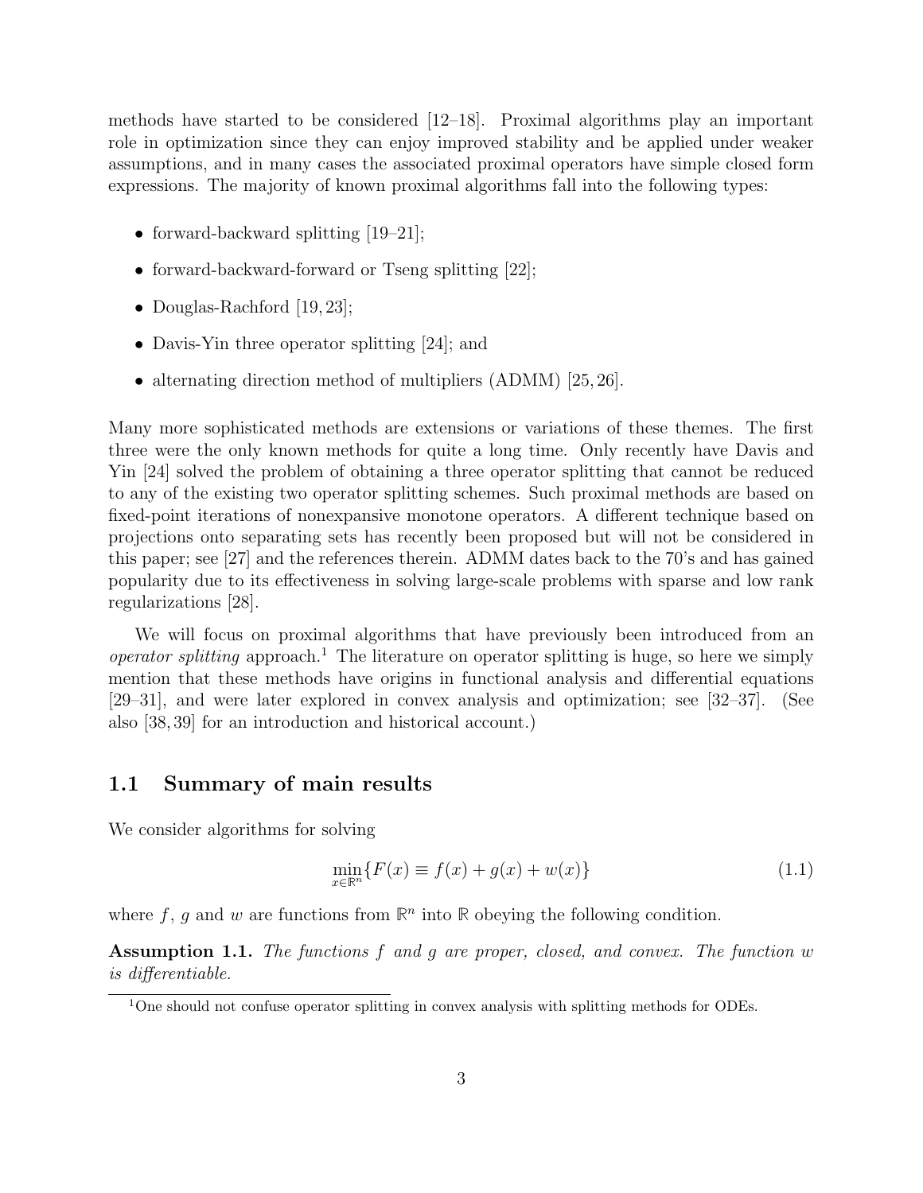methods have started to be considered [12–18]. Proximal algorithms play an important role in optimization since they can enjoy improved stability and be applied under weaker assumptions, and in many cases the associated proximal operators have simple closed form expressions. The majority of known proximal algorithms fall into the following types:

- forward-backward splitting [19–21];
- forward-backward-forward or Tseng splitting [22];
- Douglas-Rachford [19, 23];
- Davis-Yin three operator splitting [24]; and
- alternating direction method of multipliers (ADMM) [25, 26].

Many more sophisticated methods are extensions or variations of these themes. The first three were the only known methods for quite a long time. Only recently have Davis and Yin [24] solved the problem of obtaining a three operator splitting that cannot be reduced to any of the existing two operator splitting schemes. Such proximal methods are based on fixed-point iterations of nonexpansive monotone operators. A different technique based on projections onto separating sets has recently been proposed but will not be considered in this paper; see [27] and the references therein. ADMM dates back to the 70's and has gained popularity due to its effectiveness in solving large-scale problems with sparse and low rank regularizations [28].

We will focus on proximal algorithms that have previously been introduced from an *operator splitting* approach.[1] The literature on operator splitting is huge, so here we simply mention that these methods have origins in functional analysis and differential equations [29–31], and were later explored in convex analysis and optimization; see [32–37]. (See also [38, 39] for an introduction and historical account.)

## 1.1 Summary of main results

We consider algorithms for solving

$$\min_{x \in \mathbb{R}^n} \{F(x) \equiv f(x) + g(x) + w(x)\} \tag{1.1}$$

where $f$, $g$ and $w$ are functions from $\mathbb{R}^n$ into $\mathbb{R}$ obeying the following condition.

**Assumption 1.1.** *The functions $f$ and $g$ are proper, closed, and convex. The function $w$ is differentiable.*

[1] One should not confuse operator splitting in convex analysis with splitting methods for ODEs.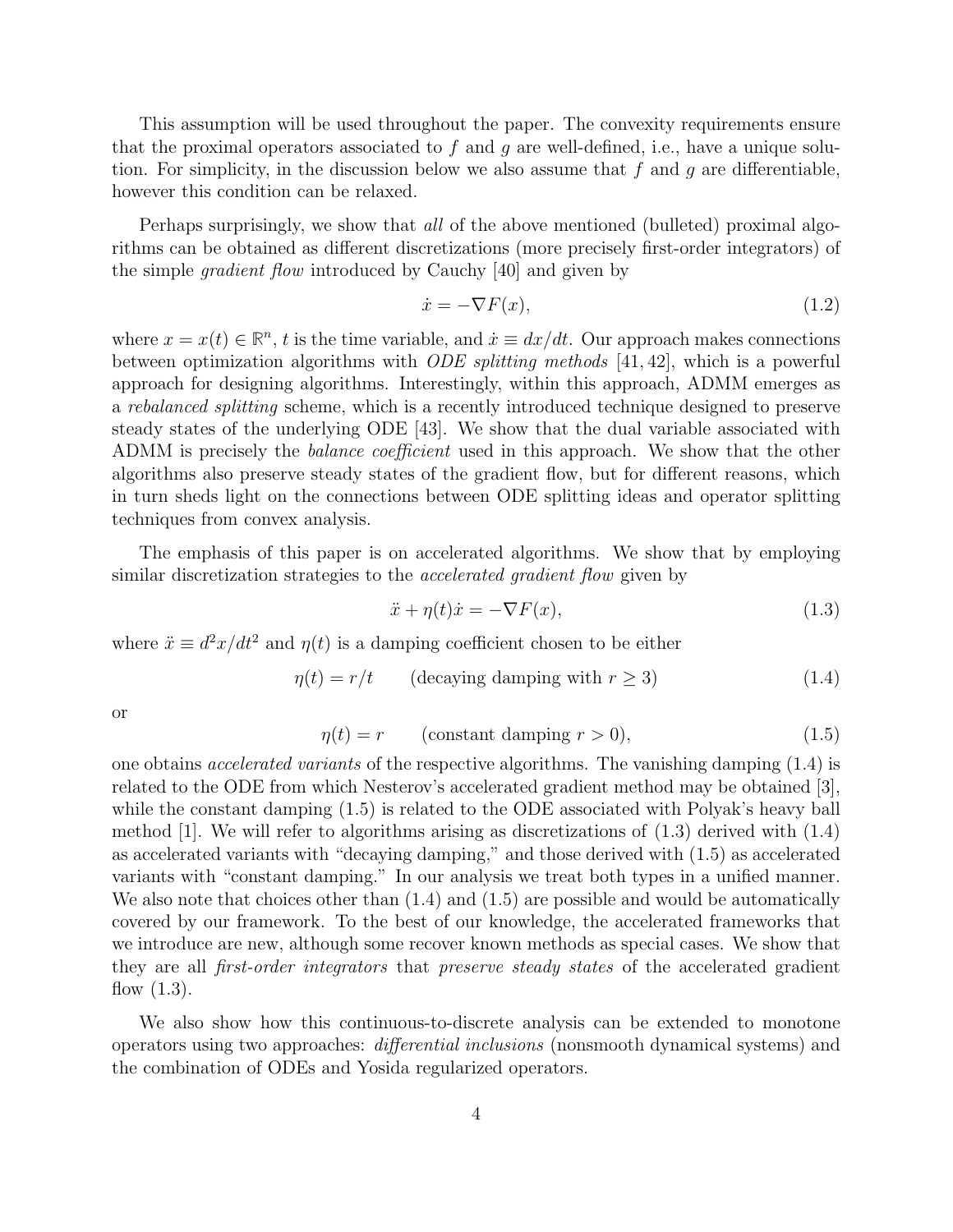This assumption will be used throughout the paper. The convexity requirements ensure that the proximal operators associated to $f$ and $g$ are well-defined, i.e., have a unique solution. For simplicity, in the discussion below we also assume that $f$ and $g$ are differentiable, however this condition can be relaxed.

Perhaps surprisingly, we show that *all* of the above mentioned (bulleted) proximal algorithms can be obtained as different discretizations (more precisely first-order integrators) of the simple *gradient flow* introduced by Cauchy [40] and given by

$$\dot{x} = -\nabla F(x), \tag{1.2}$$

where $x = x(t) \in \mathbb{R}^n$, $t$ is the time variable, and $\dot{x} \equiv dx/dt$. Our approach makes connections between optimization algorithms with *ODE splitting methods* [41, 42], which is a powerful approach for designing algorithms. Interestingly, within this approach, ADMM emerges as a *rebalanced splitting* scheme, which is a recently introduced technique designed to preserve steady states of the underlying ODE [43]. We show that the dual variable associated with ADMM is precisely the *balance coefficient* used in this approach. We show that the other algorithms also preserve steady states of the gradient flow, but for different reasons, which in turn sheds light on the connections between ODE splitting ideas and operator splitting techniques from convex analysis.

The emphasis of this paper is on accelerated algorithms. We show that by employing similar discretization strategies to the *accelerated gradient flow* given by

$$\ddot{x} + \eta(t)\dot{x} = -\nabla F(x), \tag{1.3}$$

where $\ddot{x} \equiv d^2x/dt^2$ and $\eta(t)$ is a damping coefficient chosen to be either

$$\eta(t) = r/t \qquad \text{(decaying damping with } r \geq 3) \tag{1.4}$$

or

$$\eta(t) = r \qquad \text{(constant damping } r > 0), \tag{1.5}$$

one obtains *accelerated variants* of the respective algorithms. The vanishing damping (1.4) is related to the ODE from which Nesterov's accelerated gradient method may be obtained [3], while the constant damping (1.5) is related to the ODE associated with Polyak's heavy ball method [1]. We will refer to algorithms arising as discretizations of (1.3) derived with (1.4) as accelerated variants with "decaying damping," and those derived with (1.5) as accelerated variants with "constant damping." In our analysis we treat both types in a unified manner. We also note that choices other than (1.4) and (1.5) are possible and would be automatically covered by our framework. To the best of our knowledge, the accelerated frameworks that we introduce are new, although some recover known methods as special cases. We show that they are all *first-order integrators* that *preserve steady states* of the accelerated gradient flow (1.3).

We also show how this continuous-to-discrete analysis can be extended to monotone operators using two approaches: *differential inclusions* (nonsmooth dynamical systems) and the combination of ODEs and Yosida regularized operators.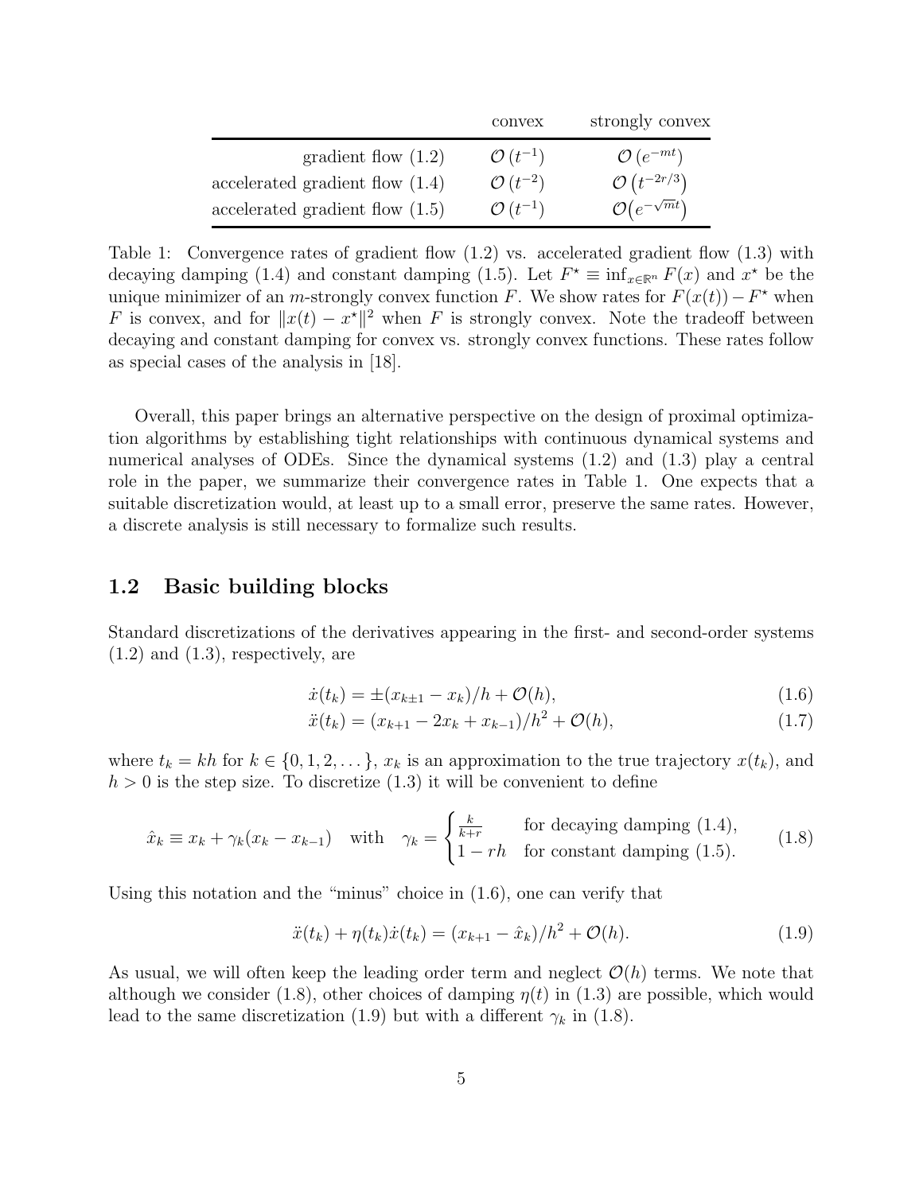| | convex | strongly convex |
|---|---|---|
| gradient flow (1.2) | $\mathcal{O}(t^{-1})$ | $\mathcal{O}(e^{-mt})$ |
| accelerated gradient flow (1.4) | $\mathcal{O}(t^{-2})$ | $\mathcal{O}\left(t^{-2r/3}\right)$ |
| accelerated gradient flow (1.5) | $\mathcal{O}(t^{-1})$ | $\mathcal{O}\left(e^{-\sqrt{m}t}\right)$ |

Table 1: Convergence rates of gradient flow (1.2) vs. accelerated gradient flow (1.3) with decaying damping (1.4) and constant damping (1.5). Let $F^\star \equiv \inf_{x \in \mathbb{R}^n} F(x)$ and $x^\star$ be the unique minimizer of an $m$-strongly convex function $F$. We show rates for $F(x(t)) - F^\star$ when $F$ is convex, and for $\|x(t) - x^\star\|^2$ when $F$ is strongly convex. Note the tradeoff between decaying and constant damping for convex vs. strongly convex functions. These rates follow as special cases of the analysis in [18].

Overall, this paper brings an alternative perspective on the design of proximal optimization algorithms by establishing tight relationships with continuous dynamical systems and numerical analyses of ODEs. Since the dynamical systems (1.2) and (1.3) play a central role in the paper, we summarize their convergence rates in Table 1. One expects that a suitable discretization would, at least up to a small error, preserve the same rates. However, a discrete analysis is still necessary to formalize such results.

## 1.2 Basic building blocks

Standard discretizations of the derivatives appearing in the first- and second-order systems (1.2) and (1.3), respectively, are

$$\dot{x}(t_k) = \pm(x_{k\pm 1} - x_k)/h + \mathcal{O}(h), \tag{1.6}$$

$$\ddot{x}(t_k) = (x_{k+1} - 2x_k + x_{k-1})/h^2 + \mathcal{O}(h), \tag{1.7}$$

where $t_k = kh$ for $k \in \{0, 1, 2, \dots\}$, $x_k$ is an approximation to the true trajectory $x(t_k)$, and $h > 0$ is the step size. To discretize (1.3) it will be convenient to define

$$\hat{x}_k \equiv x_k + \gamma_k(x_k - x_{k-1}) \quad \text{with} \quad \gamma_k = \begin{cases} \frac{k}{k+r} & \text{for decaying damping (1.4),} \\ 1 - rh & \text{for constant damping (1.5).} \end{cases} \tag{1.8}$$

Using this notation and the "minus" choice in (1.6), one can verify that

$$\ddot{x}(t_k) + \eta(t_k)\dot{x}(t_k) = (x_{k+1} - \hat{x}_k)/h^2 + \mathcal{O}(h). \tag{1.9}$$

As usual, we will often keep the leading order term and neglect $\mathcal{O}(h)$ terms. We note that although we consider (1.8), other choices of damping $\eta(t)$ in (1.3) are possible, which would lead to the same discretization (1.9) but with a different $\gamma_k$ in (1.8).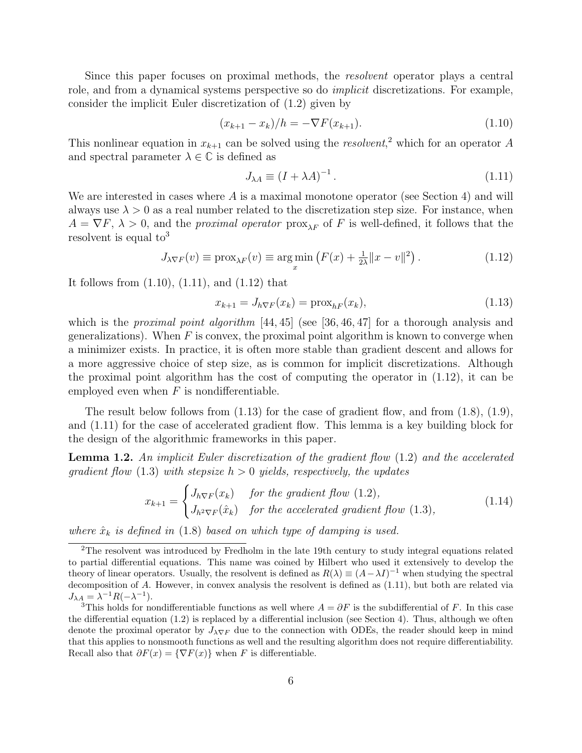Since this paper focuses on proximal methods, the *resolvent* operator plays a central role, and from a dynamical systems perspective so do *implicit* discretizations. For example, consider the implicit Euler discretization of (1.2) given by

$$(x_{k+1} - x_k)/h = -\nabla F(x_{k+1}). \tag{1.10}$$

This nonlinear equation in $x_{k+1}$ can be solved using the *resolvent*,[2] which for an operator $A$ and spectral parameter $\lambda \in \mathbb{C}$ is defined as

$$J_{\lambda A} \equiv (I + \lambda A)^{-1}. \tag{1.11}$$

We are interested in cases where $A$ is a maximal monotone operator (see Section 4) and will always use $\lambda > 0$ as a real number related to the discretization step size. For instance, when $A = \nabla F$, $\lambda > 0$, and the *proximal operator* $\text{prox}_{\lambda F}$ of $F$ is well-defined, it follows that the resolvent is equal to[3]

$$J_{\lambda \nabla F}(v) \equiv \text{prox}_{\lambda F}(v) \equiv \arg\min_x \left( F(x) + \tfrac{1}{2\lambda}\|x - v\|^2 \right). \tag{1.12}$$

It follows from (1.10), (1.11), and (1.12) that

$$x_{k+1} = J_{h\nabla F}(x_k) = \text{prox}_{hF}(x_k), \tag{1.13}$$

which is the *proximal point algorithm* [44, 45] (see [36, 46, 47] for a thorough analysis and generalizations). When $F$ is convex, the proximal point algorithm is known to converge when a minimizer exists. In practice, it is often more stable than gradient descent and allows for a more aggressive choice of step size, as is common for implicit discretizations. Although the proximal point algorithm has the cost of computing the operator in (1.12), it can be employed even when $F$ is nondifferentiable.

The result below follows from (1.13) for the case of gradient flow, and from (1.8), (1.9), and (1.11) for the case of accelerated gradient flow. This lemma is a key building block for the design of the algorithmic frameworks in this paper.

**Lemma 1.2.** *An implicit Euler discretization of the gradient flow (1.2) and the accelerated gradient flow (1.3) with stepsize $h > 0$ yields, respectively, the updates*

$$x_{k+1} = \begin{cases} J_{h\nabla F}(x_k) & \text{for the gradient flow (1.2)}, \\ J_{h^2\nabla F}(\hat{x}_k) & \text{for the accelerated gradient flow (1.3)}, \end{cases} \tag{1.14}$$

*where $\hat{x}_k$ is defined in (1.8) based on which type of damping is used.*

---

[2] The resolvent was introduced by Fredholm in the late 19th century to study integral equations related to partial differential equations. This name was coined by Hilbert who used it extensively to develop the theory of linear operators. Usually, the resolvent is defined as $R(\lambda) \equiv (A - \lambda I)^{-1}$ when studying the spectral decomposition of $A$. However, in convex analysis the resolvent is defined as (1.11), but both are related via $J_{\lambda A} = \lambda^{-1} R(-\lambda^{-1})$.

[3] This holds for nondifferentiable functions as well where $A = \partial F$ is the subdifferential of $F$. In this case the differential equation (1.2) is replaced by a differential inclusion (see Section 4). Thus, although we often denote the proximal operator by $J_{\lambda\nabla F}$ due to the connection with ODEs, the reader should keep in mind that this applies to nonsmooth functions as well and the resulting algorithm does not require differentiability. Recall also that $\partial F(x) = \{\nabla F(x)\}$ when $F$ is differentiable.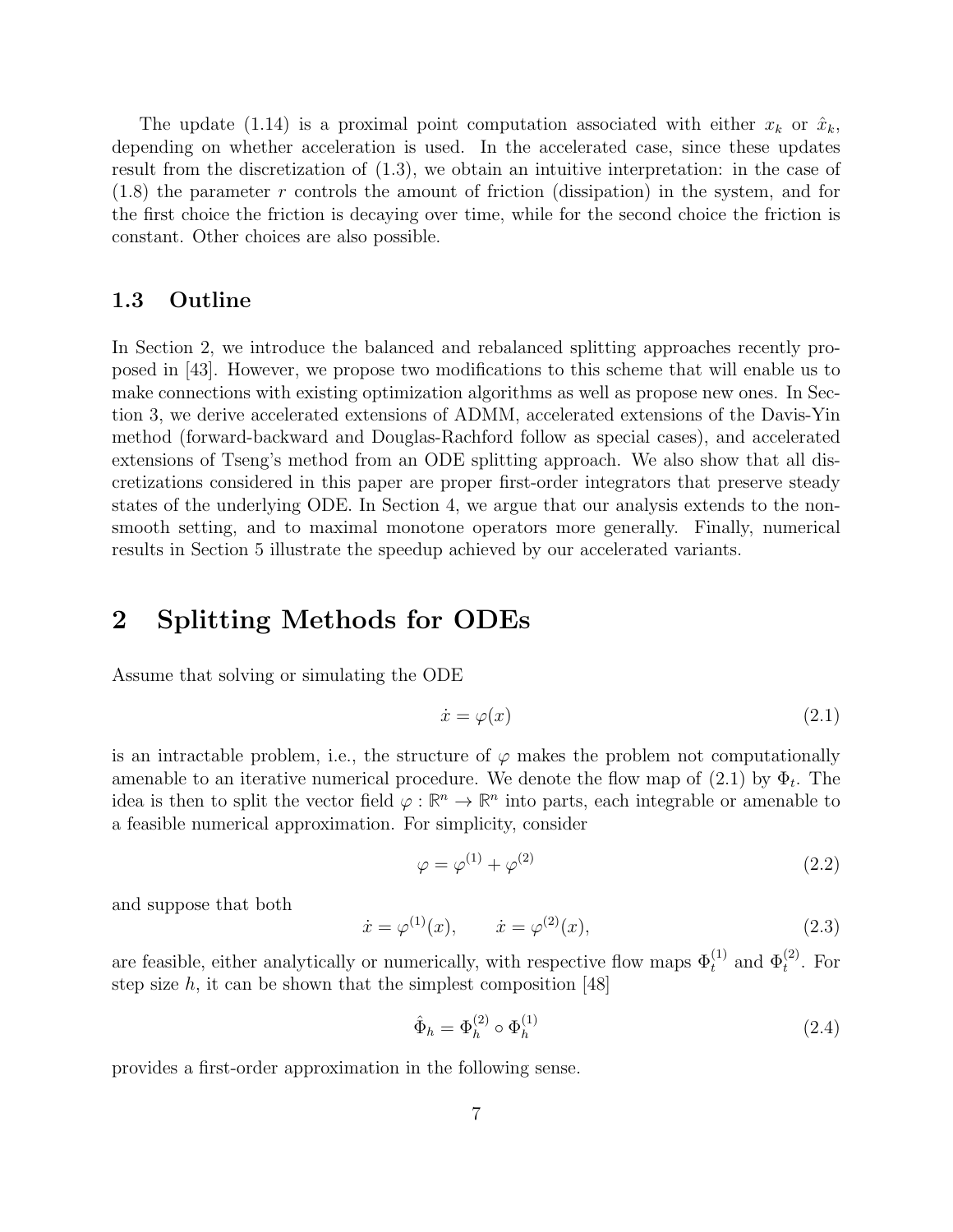The update (1.14) is a proximal point computation associated with either $x_k$ or $\hat{x}_k$, depending on whether acceleration is used. In the accelerated case, since these updates result from the discretization of (1.3), we obtain an intuitive interpretation: in the case of (1.8) the parameter $r$ controls the amount of friction (dissipation) in the system, and for the first choice the friction is decaying over time, while for the second choice the friction is constant. Other choices are also possible.

### 1.3 Outline

In Section 2, we introduce the balanced and rebalanced splitting approaches recently proposed in [43]. However, we propose two modifications to this scheme that will enable us to make connections with existing optimization algorithms as well as propose new ones. In Section 3, we derive accelerated extensions of ADMM, accelerated extensions of the Davis-Yin method (forward-backward and Douglas-Rachford follow as special cases), and accelerated extensions of Tseng's method from an ODE splitting approach. We also show that all discretizations considered in this paper are proper first-order integrators that preserve steady states of the underlying ODE. In Section 4, we argue that our analysis extends to the nonsmooth setting, and to maximal monotone operators more generally. Finally, numerical results in Section 5 illustrate the speedup achieved by our accelerated variants.

## 2 Splitting Methods for ODEs

Assume that solving or simulating the ODE

$$\dot{x} = \varphi(x) \tag{2.1}$$

is an intractable problem, i.e., the structure of $\varphi$ makes the problem not computationally amenable to an iterative numerical procedure. We denote the flow map of (2.1) by $\Phi_t$. The idea is then to split the vector field $\varphi : \mathbb{R}^n \to \mathbb{R}^n$ into parts, each integrable or amenable to a feasible numerical approximation. For simplicity, consider

$$\varphi = \varphi^{(1)} + \varphi^{(2)} \tag{2.2}$$

and suppose that both

$$\dot{x} = \varphi^{(1)}(x), \qquad \dot{x} = \varphi^{(2)}(x), \tag{2.3}$$

are feasible, either analytically or numerically, with respective flow maps $\Phi_t^{(1)}$ and $\Phi_t^{(2)}$. For step size $h$, it can be shown that the simplest composition [48]

$$\hat{\Phi}_h = \Phi_h^{(2)} \circ \Phi_h^{(1)} \tag{2.4}$$

provides a first-order approximation in the following sense.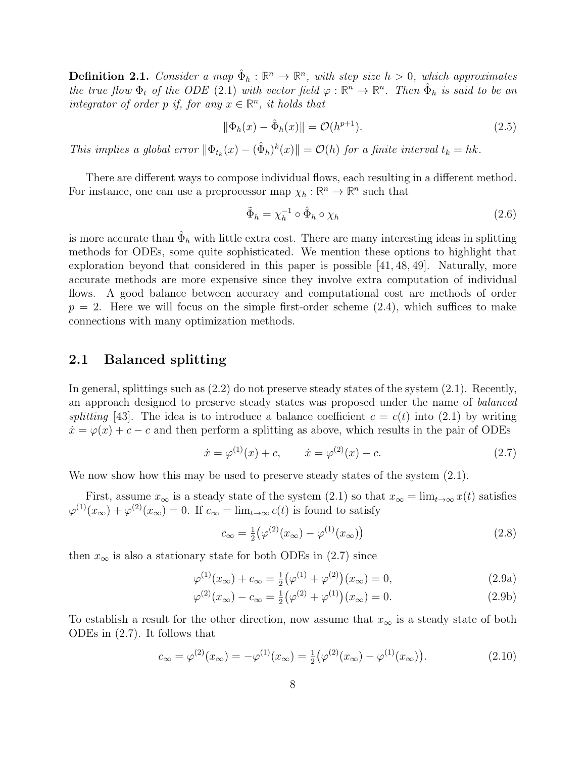**Definition 2.1.** *Consider a map $\hat{\Phi}_h : \mathbb{R}^n \to \mathbb{R}^n$, with step size $h > 0$, which approximates the true flow $\Phi_t$ of the ODE (2.1) with vector field $\varphi : \mathbb{R}^n \to \mathbb{R}^n$. Then $\hat{\Phi}_h$ is said to be an integrator of order $p$ if, for any $x \in \mathbb{R}^n$, it holds that*

$$
\|\Phi_h(x) - \hat{\Phi}_h(x)\| = \mathcal{O}(h^{p+1}). \tag{2.5}
$$

*This implies a global error $\|\Phi_{t_k}(x) - (\hat{\Phi}_h)^k(x)\| = \mathcal{O}(h)$ for a finite interval $t_k = hk$.*

There are different ways to compose individual flows, each resulting in a different method. For instance, one can use a preprocessor map $\chi_h : \mathbb{R}^n \to \mathbb{R}^n$ such that

$$
\tilde{\Phi}_h = \chi_h^{-1} \circ \hat{\Phi}_h \circ \chi_h \tag{2.6}
$$

is more accurate than $\hat{\Phi}_h$ with little extra cost. There are many interesting ideas in splitting methods for ODEs, some quite sophisticated. We mention these options to highlight that exploration beyond that considered in this paper is possible [41, 48, 49]. Naturally, more accurate methods are more expensive since they involve extra computation of individual flows. A good balance between accuracy and computational cost are methods of order $p = 2$. Here we will focus on the simple first-order scheme (2.4), which suffices to make connections with many optimization methods.

## 2.1 Balanced splitting

In general, splittings such as (2.2) do not preserve steady states of the system (2.1). Recently, an approach designed to preserve steady states was proposed under the name of *balanced splitting* [43]. The idea is to introduce a balance coefficient $c = c(t)$ into (2.1) by writing $\dot{x} = \varphi(x) + c - c$ and then perform a splitting as above, which results in the pair of ODEs

$$
\dot{x} = \varphi^{(1)}(x) + c, \qquad \dot{x} = \varphi^{(2)}(x) - c. \tag{2.7}
$$

We now show how this may be used to preserve steady states of the system (2.1).

First, assume $x_\infty$ is a steady state of the system (2.1) so that $x_\infty = \lim_{t\to\infty} x(t)$ satisfies $\varphi^{(1)}(x_\infty) + \varphi^{(2)}(x_\infty) = 0$. If $c_\infty = \lim_{t\to\infty} c(t)$ is found to satisfy

$$
c_\infty = \tfrac{1}{2}\big(\varphi^{(2)}(x_\infty) - \varphi^{(1)}(x_\infty)\big) \tag{2.8}
$$

then $x_\infty$ is also a stationary state for both ODEs in (2.7) since

$$
\varphi^{(1)}(x_\infty) + c_\infty = \tfrac{1}{2}\big(\varphi^{(1)} + \varphi^{(2)}\big)(x_\infty) = 0, \tag{2.9a}
$$

$$
\varphi^{(2)}(x_\infty) - c_\infty = \tfrac{1}{2}\big(\varphi^{(2)} + \varphi^{(1)}\big)(x_\infty) = 0. \tag{2.9b}
$$

To establish a result for the other direction, now assume that $x_\infty$ is a steady state of both ODEs in (2.7). It follows that

$$
c_\infty = \varphi^{(2)}(x_\infty) = -\varphi^{(1)}(x_\infty) = \tfrac{1}{2}\big(\varphi^{(2)}(x_\infty) - \varphi^{(1)}(x_\infty)\big). \tag{2.10}
$$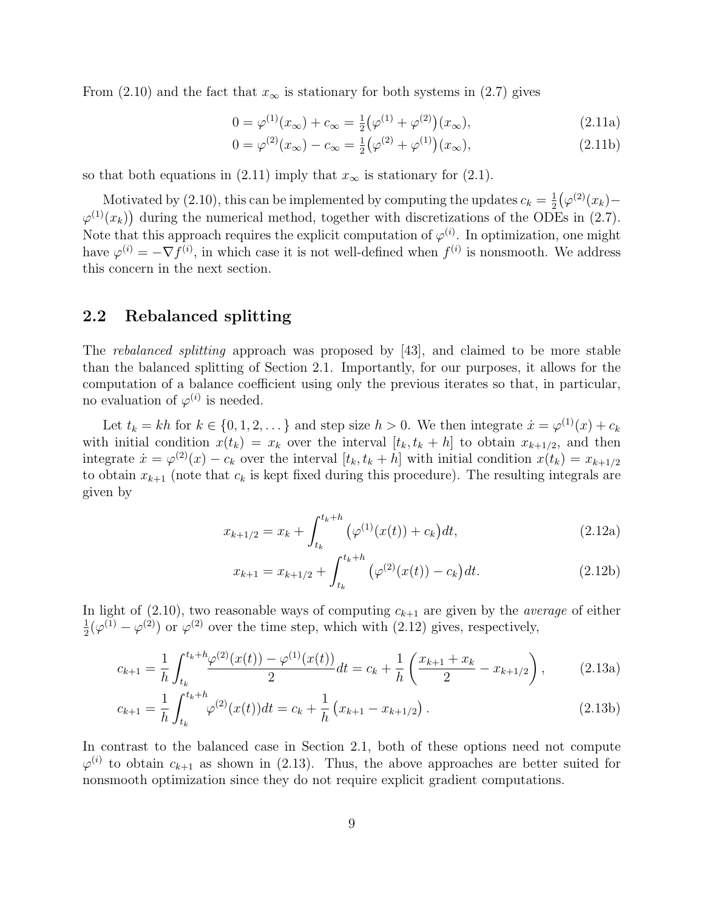From (2.10) and the fact that $x_\infty$ is stationary for both systems in (2.7) gives

$$0 = \varphi^{(1)}(x_\infty) + c_\infty = \tfrac{1}{2}\big(\varphi^{(1)} + \varphi^{(2)}\big)(x_\infty), \tag{2.11a}$$

$$0 = \varphi^{(2)}(x_\infty) - c_\infty = \tfrac{1}{2}\big(\varphi^{(2)} + \varphi^{(1)}\big)(x_\infty), \tag{2.11b}$$

so that both equations in (2.11) imply that $x_\infty$ is stationary for (2.1).

Motivated by (2.10), this can be implemented by computing the updates $c_k = \frac{1}{2}\big(\varphi^{(2)}(x_k) - \varphi^{(1)}(x_k)\big)$ during the numerical method, together with discretizations of the ODEs in (2.7). Note that this approach requires the explicit computation of $\varphi^{(i)}$. In optimization, one might have $\varphi^{(i)} = -\nabla f^{(i)}$, in which case it is not well-defined when $f^{(i)}$ is nonsmooth. We address this concern in the next section.

## 2.2 Rebalanced splitting

The *rebalanced splitting* approach was proposed by [43], and claimed to be more stable than the balanced splitting of Section 2.1. Importantly, for our purposes, it allows for the computation of a balance coefficient using only the previous iterates so that, in particular, no evaluation of $\varphi^{(i)}$ is needed.

Let $t_k = kh$ for $k \in \{0, 1, 2, \dots\}$ and step size $h > 0$. We then integrate $\dot{x} = \varphi^{(1)}(x) + c_k$ with initial condition $x(t_k) = x_k$ over the interval $[t_k, t_k + h]$ to obtain $x_{k+1/2}$, and then integrate $\dot{x} = \varphi^{(2)}(x) - c_k$ over the interval $[t_k, t_k + h]$ with initial condition $x(t_k) = x_{k+1/2}$ to obtain $x_{k+1}$ (note that $c_k$ is kept fixed during this procedure). The resulting integrals are given by

$$x_{k+1/2} = x_k + \int_{t_k}^{t_k+h} \big(\varphi^{(1)}(x(t)) + c_k\big) dt, \tag{2.12a}$$

$$x_{k+1} = x_{k+1/2} + \int_{t_k}^{t_k+h} \big(\varphi^{(2)}(x(t)) - c_k\big) dt. \tag{2.12b}$$

In light of (2.10), two reasonable ways of computing $c_{k+1}$ are given by the *average* of either $\frac{1}{2}(\varphi^{(1)} - \varphi^{(2)})$ or $\varphi^{(2)}$ over the time step, which with (2.12) gives, respectively,

$$c_{k+1} = \frac{1}{h} \int_{t_k}^{t_k+h} \frac{\varphi^{(2)}(x(t)) - \varphi^{(1)}(x(t))}{2} dt = c_k + \frac{1}{h}\left(\frac{x_{k+1} + x_k}{2} - x_{k+1/2}\right), \tag{2.13a}$$

$$c_{k+1} = \frac{1}{h} \int_{t_k}^{t_k+h} \varphi^{(2)}(x(t)) dt = c_k + \frac{1}{h}\left(x_{k+1} - x_{k+1/2}\right). \tag{2.13b}$$

In contrast to the balanced case in Section 2.1, both of these options need not compute $\varphi^{(i)}$ to obtain $c_{k+1}$ as shown in (2.13). Thus, the above approaches are better suited for nonsmooth optimization since they do not require explicit gradient computations.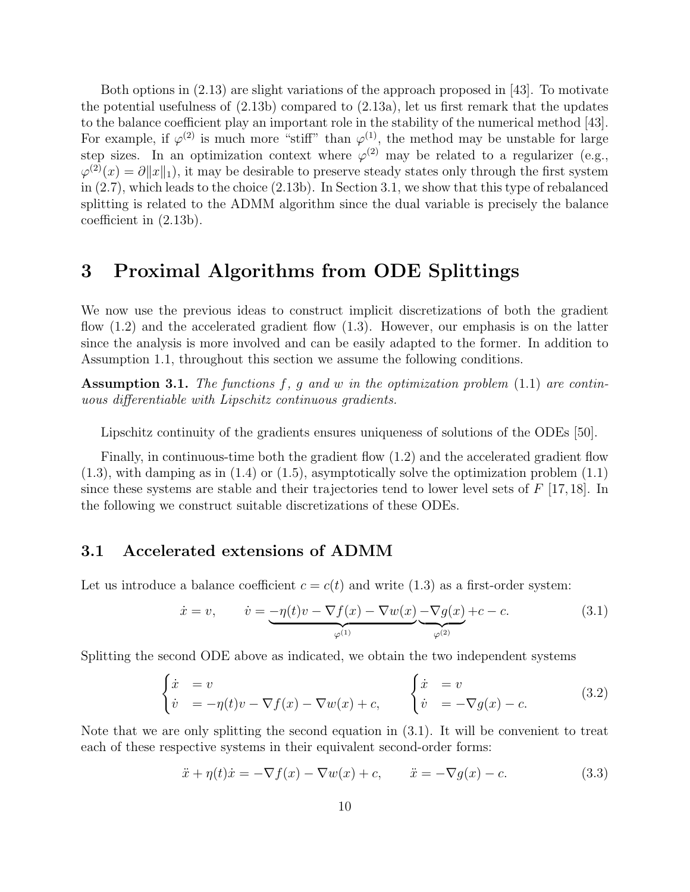Both options in (2.13) are slight variations of the approach proposed in [43]. To motivate the potential usefulness of (2.13b) compared to (2.13a), let us first remark that the updates to the balance coefficient play an important role in the stability of the numerical method [43]. For example, if $\varphi^{(2)}$ is much more "stiff" than $\varphi^{(1)}$, the method may be unstable for large step sizes. In an optimization context where $\varphi^{(2)}$ may be related to a regularizer (e.g., $\varphi^{(2)}(x) = \partial \|x\|_1$), it may be desirable to preserve steady states only through the first system in (2.7), which leads to the choice (2.13b). In Section 3.1, we show that this type of rebalanced splitting is related to the ADMM algorithm since the dual variable is precisely the balance coefficient in (2.13b).

# 3 Proximal Algorithms from ODE Splittings

We now use the previous ideas to construct implicit discretizations of both the gradient flow (1.2) and the accelerated gradient flow (1.3). However, our emphasis is on the latter since the analysis is more involved and can be easily adapted to the former. In addition to Assumption 1.1, throughout this section we assume the following conditions.

**Assumption 3.1.** *The functions $f$, $g$ and $w$ in the optimization problem* (1.1) *are continuous differentiable with Lipschitz continuous gradients.*

Lipschitz continuity of the gradients ensures uniqueness of solutions of the ODEs [50].

Finally, in continuous-time both the gradient flow (1.2) and the accelerated gradient flow (1.3), with damping as in (1.4) or (1.5), asymptotically solve the optimization problem (1.1) since these systems are stable and their trajectories tend to lower level sets of $F$ [17,18]. In the following we construct suitable discretizations of these ODEs.

## 3.1 Accelerated extensions of ADMM

Let us introduce a balance coefficient $c = c(t)$ and write (1.3) as a first-order system:

$$\dot{x} = v, \qquad \dot{v} = \underbrace{-\eta(t)v - \nabla f(x) - \nabla w(x)}_{\varphi^{(1)}} \underbrace{-\nabla g(x)}_{\varphi^{(2)}} + c - c. \tag{3.1}$$

Splitting the second ODE above as indicated, we obtain the two independent systems

$$\begin{cases} \dot{x} &= v \\ \dot{v} &= -\eta(t)v - \nabla f(x) - \nabla w(x) + c, \end{cases} \qquad \begin{cases} \dot{x} &= v \\ \dot{v} &= -\nabla g(x) - c. \end{cases} \tag{3.2}$$

Note that we are only splitting the second equation in (3.1). It will be convenient to treat each of these respective systems in their equivalent second-order forms:

$$\ddot{x} + \eta(t)\dot{x} = -\nabla f(x) - \nabla w(x) + c, \qquad \ddot{x} = -\nabla g(x) - c. \tag{3.3}$$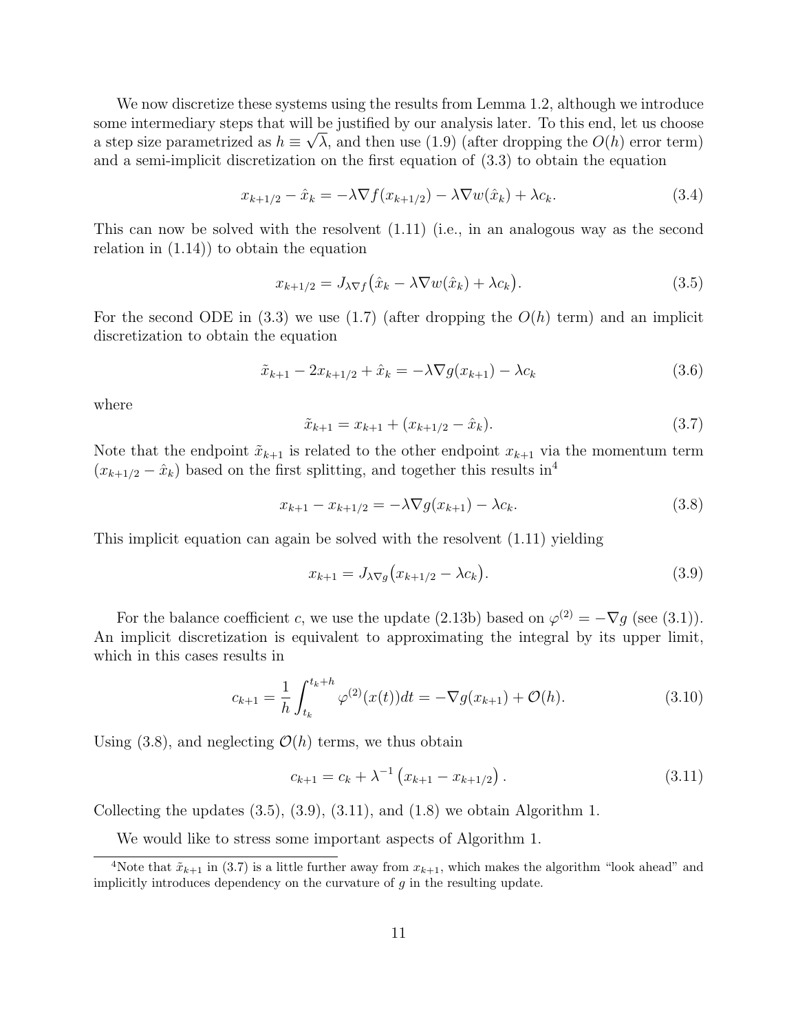We now discretize these systems using the results from Lemma 1.2, although we introduce some intermediary steps that will be justified by our analysis later. To this end, let us choose a step size parametrized as $h \equiv \sqrt{\lambda}$, and then use (1.9) (after dropping the $O(h)$ error term) and a semi-implicit discretization on the first equation of (3.3) to obtain the equation

$$x_{k+1/2} - \hat{x}_k = -\lambda \nabla f(x_{k+1/2}) - \lambda \nabla w(\hat{x}_k) + \lambda c_k. \tag{3.4}$$

This can now be solved with the resolvent (1.11) (i.e., in an analogous way as the second relation in (1.14)) to obtain the equation

$$x_{k+1/2} = J_{\lambda \nabla f}\big(\hat{x}_k - \lambda \nabla w(\hat{x}_k) + \lambda c_k\big). \tag{3.5}$$

For the second ODE in (3.3) we use (1.7) (after dropping the $O(h)$ term) and an implicit discretization to obtain the equation

$$\tilde{x}_{k+1} - 2x_{k+1/2} + \hat{x}_k = -\lambda \nabla g(x_{k+1}) - \lambda c_k \tag{3.6}$$

where

$$\tilde{x}_{k+1} = x_{k+1} + (x_{k+1/2} - \hat{x}_k). \tag{3.7}$$

Note that the endpoint $\tilde{x}_{k+1}$ is related to the other endpoint $x_{k+1}$ via the momentum term $(x_{k+1/2} - \hat{x}_k)$ based on the first splitting, and together this results in[4]

$$x_{k+1} - x_{k+1/2} = -\lambda \nabla g(x_{k+1}) - \lambda c_k. \tag{3.8}$$

This implicit equation can again be solved with the resolvent (1.11) yielding

$$x_{k+1} = J_{\lambda \nabla g}\big(x_{k+1/2} - \lambda c_k\big). \tag{3.9}$$

For the balance coefficient $c$, we use the update (2.13b) based on $\varphi^{(2)} = -\nabla g$ (see (3.1)). An implicit discretization is equivalent to approximating the integral by its upper limit, which in this cases results in

$$c_{k+1} = \frac{1}{h}\int_{t_k}^{t_k+h} \varphi^{(2)}(x(t))dt = -\nabla g(x_{k+1}) + \mathcal{O}(h). \tag{3.10}$$

Using (3.8), and neglecting $\mathcal{O}(h)$ terms, we thus obtain

$$c_{k+1} = c_k + \lambda^{-1}\left(x_{k+1} - x_{k+1/2}\right). \tag{3.11}$$

Collecting the updates (3.5), (3.9), (3.11), and (1.8) we obtain Algorithm 1.

We would like to stress some important aspects of Algorithm 1.

[4] Note that $\tilde{x}_{k+1}$ in (3.7) is a little further away from $x_{k+1}$, which makes the algorithm "look ahead" and implicitly introduces dependency on the curvature of $g$ in the resulting update.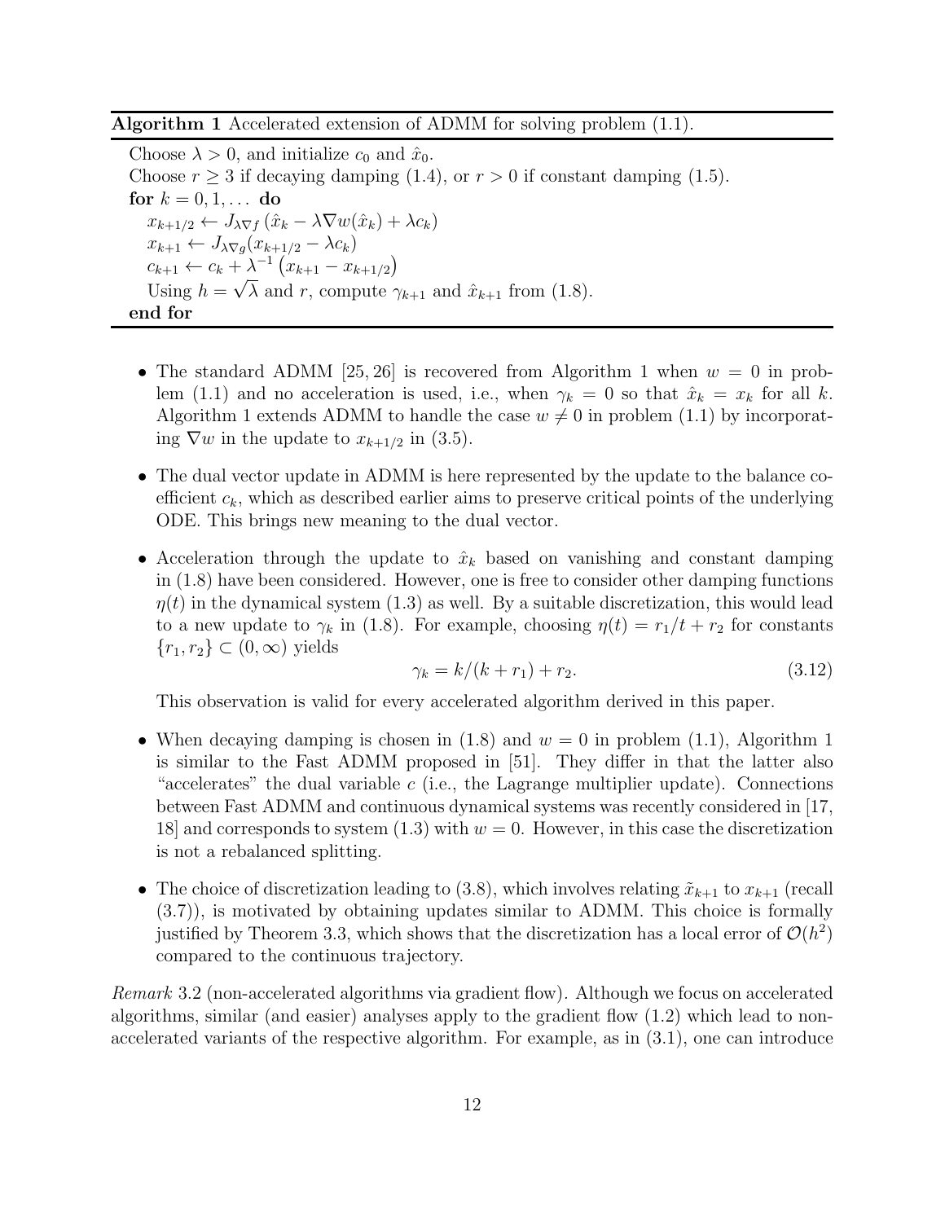**Algorithm 1** Accelerated extension of ADMM for solving problem (1.1).

---

Choose $\lambda > 0$, and initialize $c_0$ and $\hat{x}_0$.
Choose $r \geq 3$ if decaying damping (1.4), or $r > 0$ if constant damping (1.5).
**for** $k = 0, 1, \ldots$ **do**
  $x_{k+1/2} \leftarrow J_{\lambda \nabla f}\left(\hat{x}_k - \lambda \nabla w(\hat{x}_k) + \lambda c_k\right)$
  $x_{k+1} \leftarrow J_{\lambda \nabla g}(x_{k+1/2} - \lambda c_k)$
  $c_{k+1} \leftarrow c_k + \lambda^{-1}\left(x_{k+1} - x_{k+1/2}\right)$
  Using $h = \sqrt{\lambda}$ and $r$, compute $\gamma_{k+1}$ and $\hat{x}_{k+1}$ from (1.8).
**end for**

---

- The standard ADMM [25, 26] is recovered from Algorithm 1 when $w = 0$ in problem (1.1) and no acceleration is used, i.e., when $\gamma_k = 0$ so that $\hat{x}_k = x_k$ for all $k$. Algorithm 1 extends ADMM to handle the case $w \neq 0$ in problem (1.1) by incorporating $\nabla w$ in the update to $x_{k+1/2}$ in (3.5).

- The dual vector update in ADMM is here represented by the update to the balance coefficient $c_k$, which as described earlier aims to preserve critical points of the underlying ODE. This brings new meaning to the dual vector.

- Acceleration through the update to $\hat{x}_k$ based on vanishing and constant damping in (1.8) have been considered. However, one is free to consider other damping functions $\eta(t)$ in the dynamical system (1.3) as well. By a suitable discretization, this would lead to a new update to $\gamma_k$ in (1.8). For example, choosing $\eta(t) = r_1/t + r_2$ for constants $\{r_1, r_2\} \subset (0, \infty)$ yields

$$\gamma_k = k/(k + r_1) + r_2. \tag{3.12}$$

  This observation is valid for every accelerated algorithm derived in this paper.

- When decaying damping is chosen in (1.8) and $w = 0$ in problem (1.1), Algorithm 1 is similar to the Fast ADMM proposed in [51]. They differ in that the latter also "accelerates" the dual variable $c$ (i.e., the Lagrange multiplier update). Connections between Fast ADMM and continuous dynamical systems was recently considered in [17, 18] and corresponds to system (1.3) with $w = 0$. However, in this case the discretization is not a rebalanced splitting.

- The choice of discretization leading to (3.8), which involves relating $\tilde{x}_{k+1}$ to $x_{k+1}$ (recall (3.7)), is motivated by obtaining updates similar to ADMM. This choice is formally justified by Theorem 3.3, which shows that the discretization has a local error of $\mathcal{O}(h^2)$ compared to the continuous trajectory.

*Remark* 3.2 (non-accelerated algorithms via gradient flow). Although we focus on accelerated algorithms, similar (and easier) analyses apply to the gradient flow (1.2) which lead to non-accelerated variants of the respective algorithm. For example, as in (3.1), one can introduce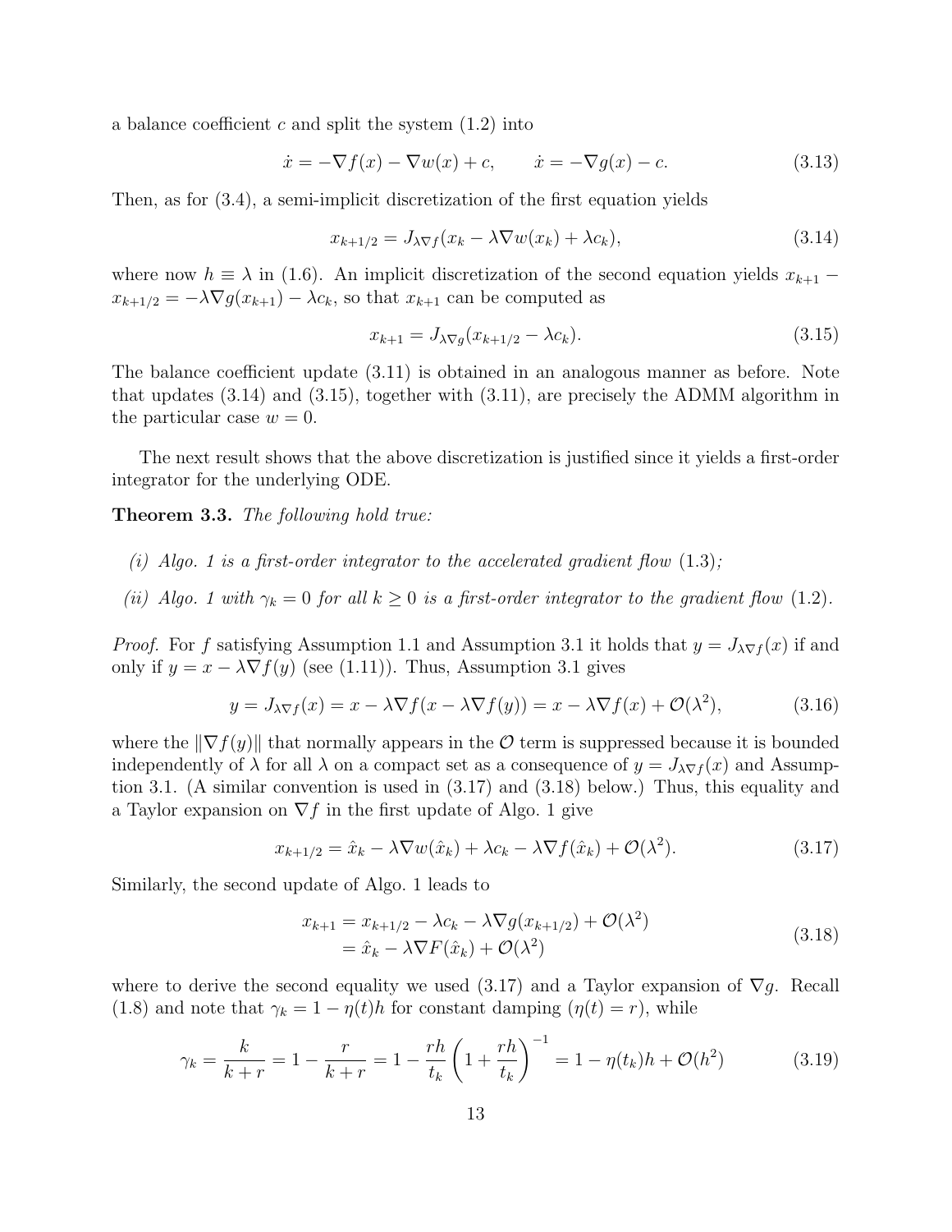a balance coefficient $c$ and split the system (1.2) into

$$\dot{x} = -\nabla f(x) - \nabla w(x) + c, \qquad \dot{x} = -\nabla g(x) - c. \tag{3.13}$$

Then, as for (3.4), a semi-implicit discretization of the first equation yields

$$x_{k+1/2} = J_{\lambda \nabla f}(x_k - \lambda \nabla w(x_k) + \lambda c_k), \tag{3.14}$$

where now $h \equiv \lambda$ in (1.6). An implicit discretization of the second equation yields $x_{k+1} - x_{k+1/2} = -\lambda \nabla g(x_{k+1}) - \lambda c_k$, so that $x_{k+1}$ can be computed as

$$x_{k+1} = J_{\lambda \nabla g}(x_{k+1/2} - \lambda c_k). \tag{3.15}$$

The balance coefficient update (3.11) is obtained in an analogous manner as before. Note that updates (3.14) and (3.15), together with (3.11), are precisely the ADMM algorithm in the particular case $w = 0$.

The next result shows that the above discretization is justified since it yields a first-order integrator for the underlying ODE.

**Theorem 3.3.** *The following hold true:*

*(i) Algo. 1 is a first-order integrator to the accelerated gradient flow (1.3);*

*(ii) Algo. 1 with $\gamma_k = 0$ for all $k \geq 0$ is a first-order integrator to the gradient flow (1.2).*

*Proof.* For $f$ satisfying Assumption 1.1 and Assumption 3.1 it holds that $y = J_{\lambda \nabla f}(x)$ if and only if $y = x - \lambda \nabla f(y)$ (see (1.11)). Thus, Assumption 3.1 gives

$$y = J_{\lambda \nabla f}(x) = x - \lambda \nabla f(x - \lambda \nabla f(y)) = x - \lambda \nabla f(x) + \mathcal{O}(\lambda^2), \tag{3.16}$$

where the $\|\nabla f(y)\|$ that normally appears in the $\mathcal{O}$ term is suppressed because it is bounded independently of $\lambda$ for all $\lambda$ on a compact set as a consequence of $y = J_{\lambda \nabla f}(x)$ and Assumption 3.1. (A similar convention is used in (3.17) and (3.18) below.) Thus, this equality and a Taylor expansion on $\nabla f$ in the first update of Algo. 1 give

$$x_{k+1/2} = \hat{x}_k - \lambda \nabla w(\hat{x}_k) + \lambda c_k - \lambda \nabla f(\hat{x}_k) + \mathcal{O}(\lambda^2). \tag{3.17}$$

Similarly, the second update of Algo. 1 leads to

$$\begin{aligned} x_{k+1} &= x_{k+1/2} - \lambda c_k - \lambda \nabla g(x_{k+1/2}) + \mathcal{O}(\lambda^2) \\ &= \hat{x}_k - \lambda \nabla F(\hat{x}_k) + \mathcal{O}(\lambda^2) \end{aligned} \tag{3.18}$$

where to derive the second equality we used (3.17) and a Taylor expansion of $\nabla g$. Recall (1.8) and note that $\gamma_k = 1 - \eta(t)h$ for constant damping ($\eta(t) = r$), while

$$\gamma_k = \frac{k}{k+r} = 1 - \frac{r}{k+r} = 1 - \frac{rh}{t_k}\left(1 + \frac{rh}{t_k}\right)^{-1} = 1 - \eta(t_k)h + \mathcal{O}(h^2) \tag{3.19}$$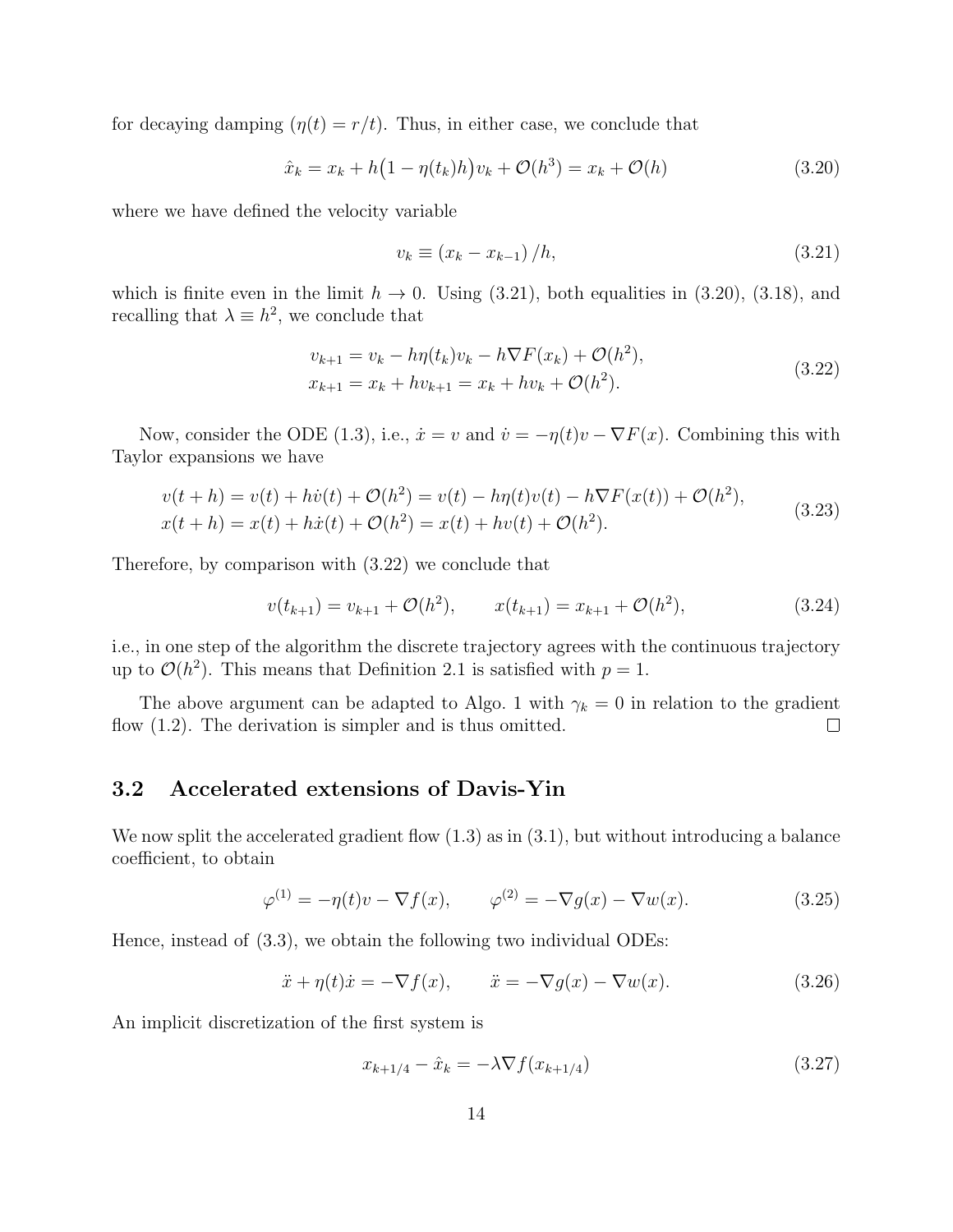for decaying damping ($\eta(t) = r/t$). Thus, in either case, we conclude that

$$
\hat{x}_k = x_k + h\big(1 - \eta(t_k)h\big)v_k + \mathcal{O}(h^3) = x_k + \mathcal{O}(h) \tag{3.20}
$$

where we have defined the velocity variable

$$
v_k \equiv \left(x_k - x_{k-1}\right)/h, \tag{3.21}
$$

which is finite even in the limit $h \to 0$. Using (3.21), both equalities in (3.20), (3.18), and recalling that $\lambda \equiv h^2$, we conclude that

$$
\begin{aligned}
v_{k+1} &= v_k - h\eta(t_k)v_k - h\nabla F(x_k) + \mathcal{O}(h^2), \\
x_{k+1} &= x_k + hv_{k+1} = x_k + hv_k + \mathcal{O}(h^2).
\end{aligned} \tag{3.22}
$$

Now, consider the ODE (1.3), i.e., $\dot{x} = v$ and $\dot{v} = -\eta(t)v - \nabla F(x)$. Combining this with Taylor expansions we have

$$
\begin{aligned}
v(t+h) &= v(t) + h\dot{v}(t) + \mathcal{O}(h^2) = v(t) - h\eta(t)v(t) - h\nabla F(x(t)) + \mathcal{O}(h^2), \\
x(t+h) &= x(t) + h\dot{x}(t) + \mathcal{O}(h^2) = x(t) + hv(t) + \mathcal{O}(h^2).
\end{aligned} \tag{3.23}
$$

Therefore, by comparison with (3.22) we conclude that

$$
v(t_{k+1}) = v_{k+1} + \mathcal{O}(h^2), \qquad x(t_{k+1}) = x_{k+1} + \mathcal{O}(h^2), \tag{3.24}
$$

i.e., in one step of the algorithm the discrete trajectory agrees with the continuous trajectory up to $\mathcal{O}(h^2)$. This means that Definition 2.1 is satisfied with $p = 1$.

The above argument can be adapted to Algo. 1 with $\gamma_k = 0$ in relation to the gradient flow (1.2). The derivation is simpler and is thus omitted. □

## 3.2 Accelerated extensions of Davis-Yin

We now split the accelerated gradient flow (1.3) as in (3.1), but without introducing a balance coefficient, to obtain

$$
\varphi^{(1)} = -\eta(t)v - \nabla f(x), \qquad \varphi^{(2)} = -\nabla g(x) - \nabla w(x). \tag{3.25}
$$

Hence, instead of (3.3), we obtain the following two individual ODEs:

$$
\ddot{x} + \eta(t)\dot{x} = -\nabla f(x), \qquad \ddot{x} = -\nabla g(x) - \nabla w(x). \tag{3.26}
$$

An implicit discretization of the first system is

$$
x_{k+1/4} - \hat{x}_k = -\lambda \nabla f(x_{k+1/4}) \tag{3.27}
$$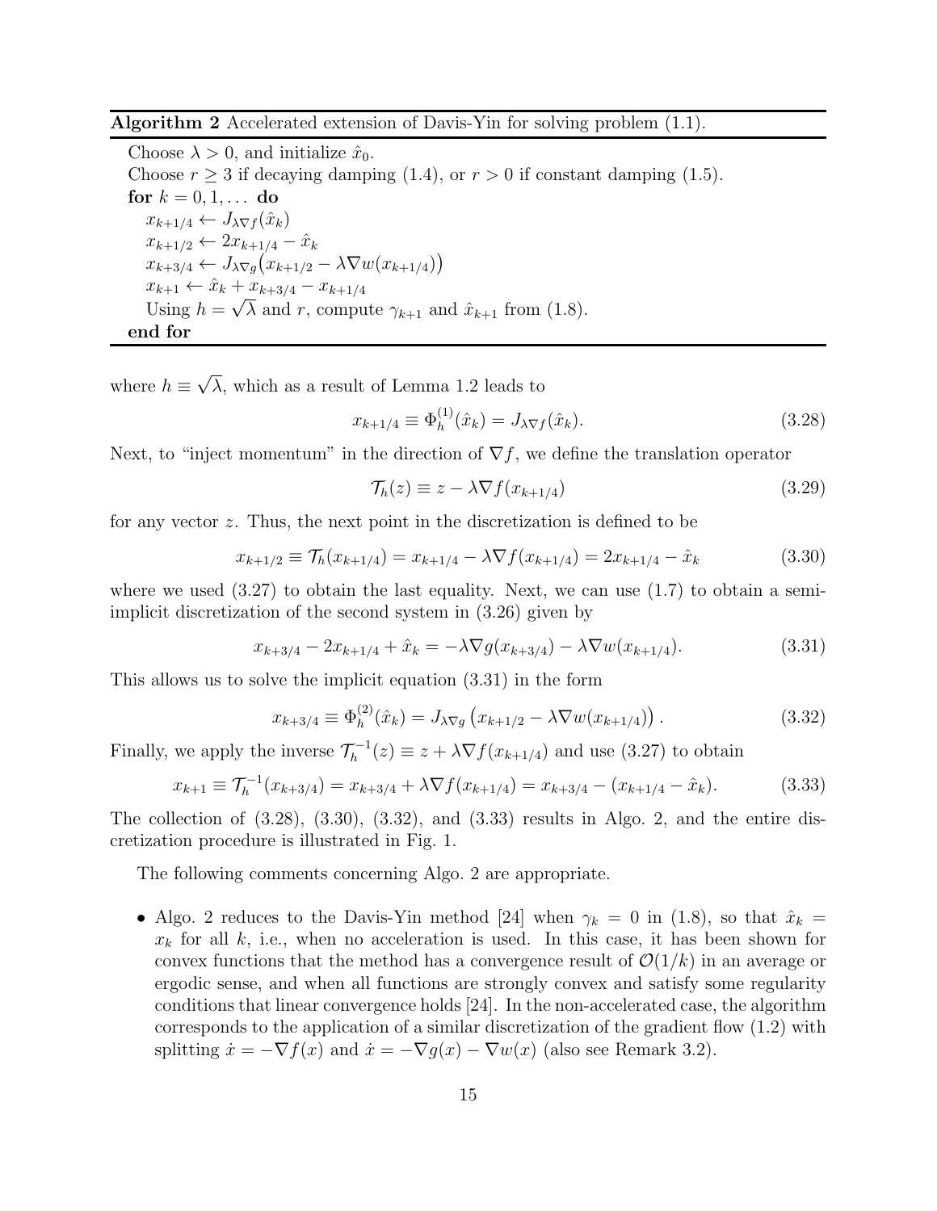**Algorithm 2** Accelerated extension of Davis-Yin for solving problem (1.1).

Choose $\lambda > 0$, and initialize $\hat{x}_0$.
Choose $r \geq 3$ if decaying damping (1.4), or $r > 0$ if constant damping (1.5).
**for** $k = 0, 1, \ldots$ **do**
  $x_{k+1/4} \leftarrow J_{\lambda \nabla f}(\hat{x}_k)$
  $x_{k+1/2} \leftarrow 2x_{k+1/4} - \hat{x}_k$
  $x_{k+3/4} \leftarrow J_{\lambda \nabla g}\big(x_{k+1/2} - \lambda \nabla w(x_{k+1/4})\big)$
  $x_{k+1} \leftarrow \hat{x}_k + x_{k+3/4} - x_{k+1/4}$
  Using $h = \sqrt{\lambda}$ and $r$, compute $\gamma_{k+1}$ and $\hat{x}_{k+1}$ from (1.8).
**end for**

where $h \equiv \sqrt{\lambda}$, which as a result of Lemma 1.2 leads to

$$x_{k+1/4} \equiv \Phi_h^{(1)}(\hat{x}_k) = J_{\lambda \nabla f}(\hat{x}_k). \tag{3.28}$$

Next, to "inject momentum" in the direction of $\nabla f$, we define the translation operator

$$\mathcal{T}_h(z) \equiv z - \lambda \nabla f(x_{k+1/4}) \tag{3.29}$$

for any vector $z$. Thus, the next point in the discretization is defined to be

$$x_{k+1/2} \equiv \mathcal{T}_h(x_{k+1/4}) = x_{k+1/4} - \lambda \nabla f(x_{k+1/4}) = 2x_{k+1/4} - \hat{x}_k \tag{3.30}$$

where we used (3.27) to obtain the last equality. Next, we can use (1.7) to obtain a semi-implicit discretization of the second system in (3.26) given by

$$x_{k+3/4} - 2x_{k+1/4} + \hat{x}_k = -\lambda \nabla g(x_{k+3/4}) - \lambda \nabla w(x_{k+1/4}). \tag{3.31}$$

This allows us to solve the implicit equation (3.31) in the form

$$x_{k+3/4} \equiv \Phi_h^{(2)}(\hat{x}_k) = J_{\lambda \nabla g}\left(x_{k+1/2} - \lambda \nabla w(x_{k+1/4})\right). \tag{3.32}$$

Finally, we apply the inverse $\mathcal{T}_h^{-1}(z) \equiv z + \lambda \nabla f(x_{k+1/4})$ and use (3.27) to obtain

$$x_{k+1} \equiv \mathcal{T}_h^{-1}(x_{k+3/4}) = x_{k+3/4} + \lambda \nabla f(x_{k+1/4}) = x_{k+3/4} - (x_{k+1/4} - \hat{x}_k). \tag{3.33}$$

The collection of (3.28), (3.30), (3.32), and (3.33) results in Algo. 2, and the entire discretization procedure is illustrated in Fig. 1.

The following comments concerning Algo. 2 are appropriate.

- Algo. 2 reduces to the Davis-Yin method [24] when $\gamma_k = 0$ in (1.8), so that $\hat{x}_k = x_k$ for all $k$, i.e., when no acceleration is used. In this case, it has been shown for convex functions that the method has a convergence result of $\mathcal{O}(1/k)$ in an average or ergodic sense, and when all functions are strongly convex and satisfy some regularity conditions that linear convergence holds [24]. In the non-accelerated case, the algorithm corresponds to the application of a similar discretization of the gradient flow (1.2) with splitting $\dot{x} = -\nabla f(x)$ and $\dot{x} = -\nabla g(x) - \nabla w(x)$ (also see Remark 3.2).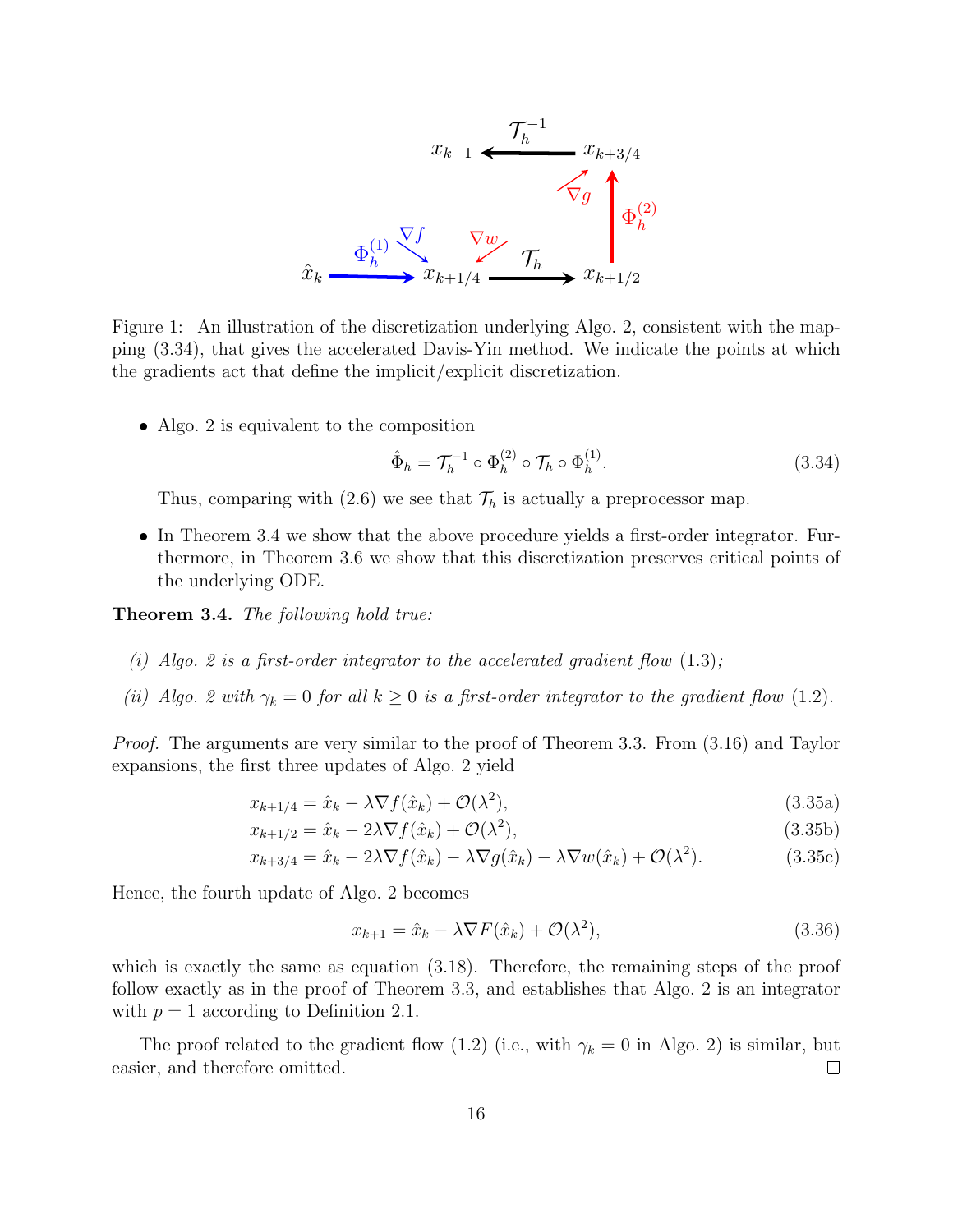Figure 1: An illustration of the discretization underlying Algo. 2, consistent with the mapping (3.34), that gives the accelerated Davis-Yin method. We indicate the points at which the gradients act that define the implicit/explicit discretization.

- Algo. 2 is equivalent to the composition

$$\hat{\Phi}_h = \mathcal{T}_h^{-1} \circ \Phi_h^{(2)} \circ \mathcal{T}_h \circ \Phi_h^{(1)}. \tag{3.34}$$

  Thus, comparing with (2.6) we see that $\mathcal{T}_h$ is actually a preprocessor map.

- In Theorem 3.4 we show that the above procedure yields a first-order integrator. Furthermore, in Theorem 3.6 we show that this discretization preserves critical points of the underlying ODE.

**Theorem 3.4.** *The following hold true:*

*(i) Algo. 2 is a first-order integrator to the accelerated gradient flow* (1.3)*;*

*(ii) Algo. 2 with $\gamma_k = 0$ for all $k \geq 0$ is a first-order integrator to the gradient flow* (1.2)*.*

*Proof.* The arguments are very similar to the proof of Theorem 3.3. From (3.16) and Taylor expansions, the first three updates of Algo. 2 yield

$$x_{k+1/4} = \hat{x}_k - \lambda \nabla f(\hat{x}_k) + \mathcal{O}(\lambda^2), \tag{3.35a}$$

$$x_{k+1/2} = \hat{x}_k - 2\lambda \nabla f(\hat{x}_k) + \mathcal{O}(\lambda^2), \tag{3.35b}$$

$$x_{k+3/4} = \hat{x}_k - 2\lambda \nabla f(\hat{x}_k) - \lambda \nabla g(\hat{x}_k) - \lambda \nabla w(\hat{x}_k) + \mathcal{O}(\lambda^2). \tag{3.35c}$$

Hence, the fourth update of Algo. 2 becomes

$$x_{k+1} = \hat{x}_k - \lambda \nabla F(\hat{x}_k) + \mathcal{O}(\lambda^2), \tag{3.36}$$

which is exactly the same as equation (3.18). Therefore, the remaining steps of the proof follow exactly as in the proof of Theorem 3.3, and establishes that Algo. 2 is an integrator with $p = 1$ according to Definition 2.1.

The proof related to the gradient flow (1.2) (i.e., with $\gamma_k = 0$ in Algo. 2) is similar, but easier, and therefore omitted. ∎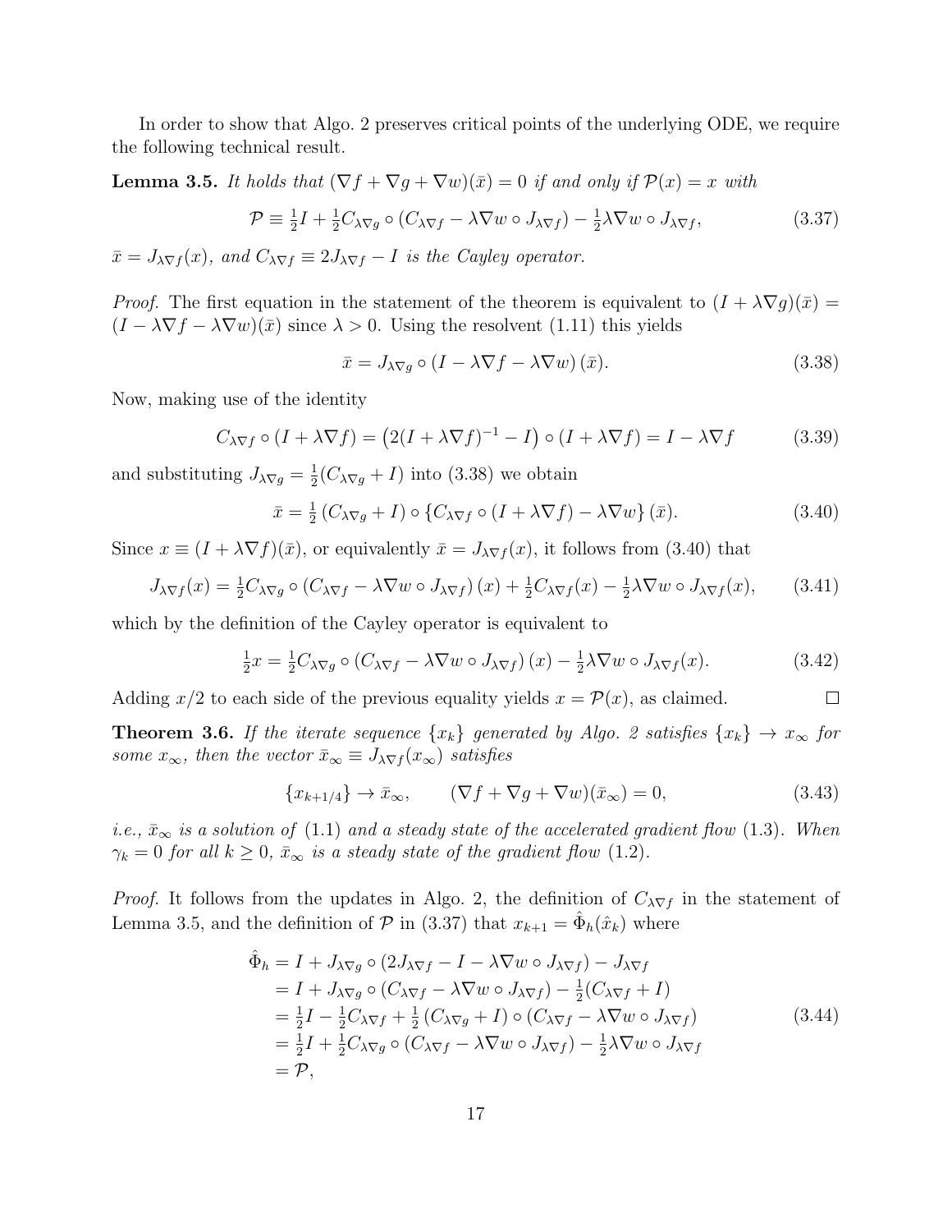In order to show that Algo. 2 preserves critical points of the underlying ODE, we require the following technical result.

**Lemma 3.5.** *It holds that $(\nabla f + \nabla g + \nabla w)(\bar{x}) = 0$ if and only if $\mathcal{P}(x) = x$ with*

$$\mathcal{P} \equiv \tfrac{1}{2} I + \tfrac{1}{2} C_{\lambda \nabla g} \circ (C_{\lambda \nabla f} - \lambda \nabla w \circ J_{\lambda \nabla f}) - \tfrac{1}{2} \lambda \nabla w \circ J_{\lambda \nabla f}, \tag{3.37}$$

*$\bar{x} = J_{\lambda \nabla f}(x)$, and $C_{\lambda \nabla f} \equiv 2 J_{\lambda \nabla f} - I$ is the Cayley operator.*

*Proof.* The first equation in the statement of the theorem is equivalent to $(I + \lambda \nabla g)(\bar{x}) = (I - \lambda \nabla f - \lambda \nabla w)(\bar{x})$ since $\lambda > 0$. Using the resolvent (1.11) this yields

$$\bar{x} = J_{\lambda \nabla g} \circ (I - \lambda \nabla f - \lambda \nabla w)(\bar{x}). \tag{3.38}$$

Now, making use of the identity

$$C_{\lambda \nabla f} \circ (I + \lambda \nabla f) = \big( 2(I + \lambda \nabla f)^{-1} - I \big) \circ (I + \lambda \nabla f) = I - \lambda \nabla f \tag{3.39}$$

and substituting $J_{\lambda \nabla g} = \frac{1}{2}(C_{\lambda \nabla g} + I)$ into (3.38) we obtain

$$\bar{x} = \tfrac{1}{2} (C_{\lambda \nabla g} + I) \circ \{ C_{\lambda \nabla f} \circ (I + \lambda \nabla f) - \lambda \nabla w \} (\bar{x}). \tag{3.40}$$

Since $x \equiv (I + \lambda \nabla f)(\bar{x})$, or equivalently $\bar{x} = J_{\lambda \nabla f}(x)$, it follows from (3.40) that

$$J_{\lambda \nabla f}(x) = \tfrac{1}{2} C_{\lambda \nabla g} \circ (C_{\lambda \nabla f} - \lambda \nabla w \circ J_{\lambda \nabla f})(x) + \tfrac{1}{2} C_{\lambda \nabla f}(x) - \tfrac{1}{2} \lambda \nabla w \circ J_{\lambda \nabla f}(x), \tag{3.41}$$

which by the definition of the Cayley operator is equivalent to

$$\tfrac{1}{2} x = \tfrac{1}{2} C_{\lambda \nabla g} \circ (C_{\lambda \nabla f} - \lambda \nabla w \circ J_{\lambda \nabla f})(x) - \tfrac{1}{2} \lambda \nabla w \circ J_{\lambda \nabla f}(x). \tag{3.42}$$

Adding $x/2$ to each side of the previous equality yields $x = \mathcal{P}(x)$, as claimed. $\square$

**Theorem 3.6.** *If the iterate sequence $\{x_k\}$ generated by Algo. 2 satisfies $\{x_k\} \to x_\infty$ for some $x_\infty$, then the vector $\bar{x}_\infty \equiv J_{\lambda \nabla f}(x_\infty)$ satisfies*

$$\{x_{k+1/4}\} \to \bar{x}_\infty, \qquad (\nabla f + \nabla g + \nabla w)(\bar{x}_\infty) = 0, \tag{3.43}$$

*i.e., $\bar{x}_\infty$ is a solution of (1.1) and a steady state of the accelerated gradient flow (1.3). When $\gamma_k = 0$ for all $k \geq 0$, $\bar{x}_\infty$ is a steady state of the gradient flow (1.2).*

*Proof.* It follows from the updates in Algo. 2, the definition of $C_{\lambda \nabla f}$ in the statement of Lemma 3.5, and the definition of $\mathcal{P}$ in (3.37) that $x_{k+1} = \hat{\Phi}_h(\hat{x}_k)$ where

$$\begin{aligned}
\hat{\Phi}_h &= I + J_{\lambda \nabla g} \circ (2 J_{\lambda \nabla f} - I - \lambda \nabla w \circ J_{\lambda \nabla f}) - J_{\lambda \nabla f} \\
&= I + J_{\lambda \nabla g} \circ (C_{\lambda \nabla f} - \lambda \nabla w \circ J_{\lambda \nabla f}) - \tfrac{1}{2}(C_{\lambda \nabla f} + I) \\
&= \tfrac{1}{2} I - \tfrac{1}{2} C_{\lambda \nabla f} + \tfrac{1}{2} (C_{\lambda \nabla g} + I) \circ (C_{\lambda \nabla f} - \lambda \nabla w \circ J_{\lambda \nabla f}) \\
&= \tfrac{1}{2} I + \tfrac{1}{2} C_{\lambda \nabla g} \circ (C_{\lambda \nabla f} - \lambda \nabla w \circ J_{\lambda \nabla f}) - \tfrac{1}{2} \lambda \nabla w \circ J_{\lambda \nabla f} \\
&= \mathcal{P},
\end{aligned} \tag{3.44}$$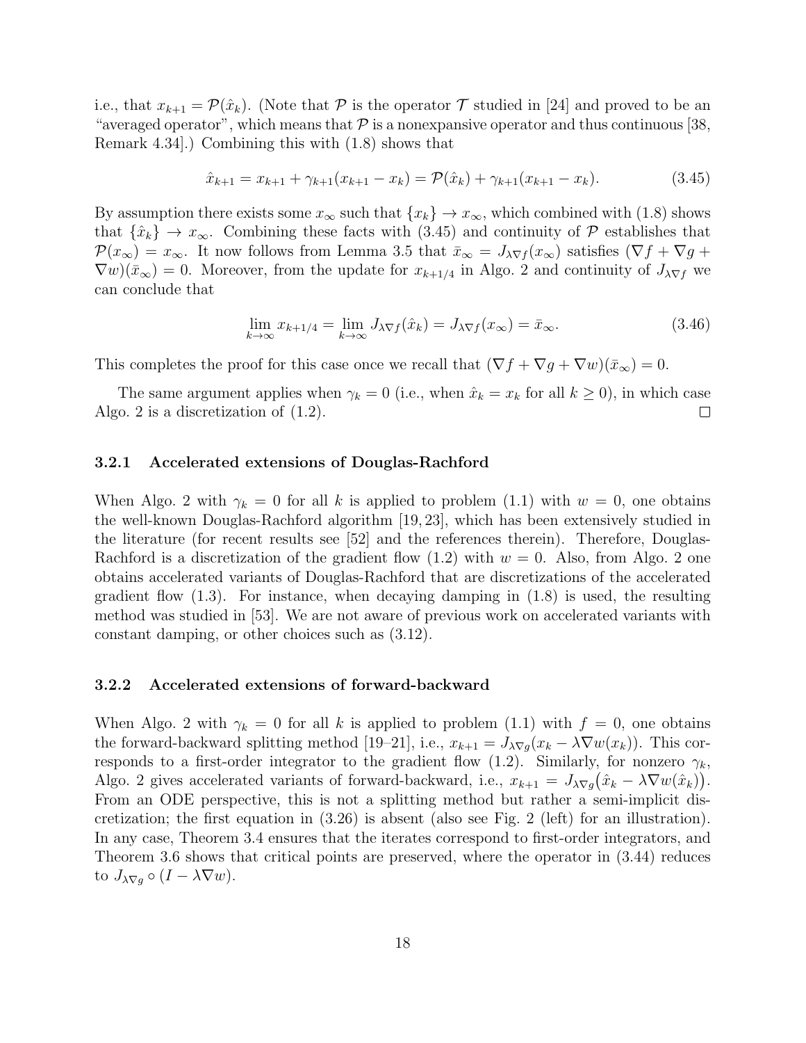i.e., that $x_{k+1} = \mathcal{P}(\hat{x}_k)$. (Note that $\mathcal{P}$ is the operator $\mathcal{T}$ studied in [24] and proved to be an "averaged operator", which means that $\mathcal{P}$ is a nonexpansive operator and thus continuous [38, Remark 4.34].) Combining this with (1.8) shows that

$$
\hat{x}_{k+1} = x_{k+1} + \gamma_{k+1}(x_{k+1} - x_k) = \mathcal{P}(\hat{x}_k) + \gamma_{k+1}(x_{k+1} - x_k). \tag{3.45}
$$

By assumption there exists some $x_\infty$ such that $\{x_k\} \to x_\infty$, which combined with (1.8) shows that $\{\hat{x}_k\} \to x_\infty$. Combining these facts with (3.45) and continuity of $\mathcal{P}$ establishes that $\mathcal{P}(x_\infty) = x_\infty$. It now follows from Lemma 3.5 that $\bar{x}_\infty = J_{\lambda \nabla f}(x_\infty)$ satisfies $(\nabla f + \nabla g + \nabla w)(\bar{x}_\infty) = 0$. Moreover, from the update for $x_{k+1/4}$ in Algo. 2 and continuity of $J_{\lambda\nabla f}$ we can conclude that

$$
\lim_{k\to\infty} x_{k+1/4} = \lim_{k\to\infty} J_{\lambda\nabla f}(\hat{x}_k) = J_{\lambda\nabla f}(x_\infty) = \bar{x}_\infty. \tag{3.46}
$$

This completes the proof for this case once we recall that $(\nabla f + \nabla g + \nabla w)(\bar{x}_\infty) = 0$.

The same argument applies when $\gamma_k = 0$ (i.e., when $\hat{x}_k = x_k$ for all $k \geq 0$), in which case Algo. 2 is a discretization of (1.2). □

### 3.2.1 Accelerated extensions of Douglas-Rachford

When Algo. 2 with $\gamma_k = 0$ for all $k$ is applied to problem (1.1) with $w = 0$, one obtains the well-known Douglas-Rachford algorithm [19, 23], which has been extensively studied in the literature (for recent results see [52] and the references therein). Therefore, Douglas-Rachford is a discretization of the gradient flow (1.2) with $w = 0$. Also, from Algo. 2 one obtains accelerated variants of Douglas-Rachford that are discretizations of the accelerated gradient flow (1.3). For instance, when decaying damping in (1.8) is used, the resulting method was studied in [53]. We are not aware of previous work on accelerated variants with constant damping, or other choices such as (3.12).

### 3.2.2 Accelerated extensions of forward-backward

When Algo. 2 with $\gamma_k = 0$ for all $k$ is applied to problem (1.1) with $f = 0$, one obtains the forward-backward splitting method [19–21], i.e., $x_{k+1} = J_{\lambda\nabla g}(x_k - \lambda\nabla w(x_k))$. This corresponds to a first-order integrator to the gradient flow (1.2). Similarly, for nonzero $\gamma_k$, Algo. 2 gives accelerated variants of forward-backward, i.e., $x_{k+1} = J_{\lambda\nabla g}\big(\hat{x}_k - \lambda\nabla w(\hat{x}_k)\big)$. From an ODE perspective, this is not a splitting method but rather a semi-implicit discretization; the first equation in (3.26) is absent (also see Fig. 2 (left) for an illustration). In any case, Theorem 3.4 ensures that the iterates correspond to first-order integrators, and Theorem 3.6 shows that critical points are preserved, where the operator in (3.44) reduces to $J_{\lambda\nabla g} \circ (I - \lambda\nabla w)$.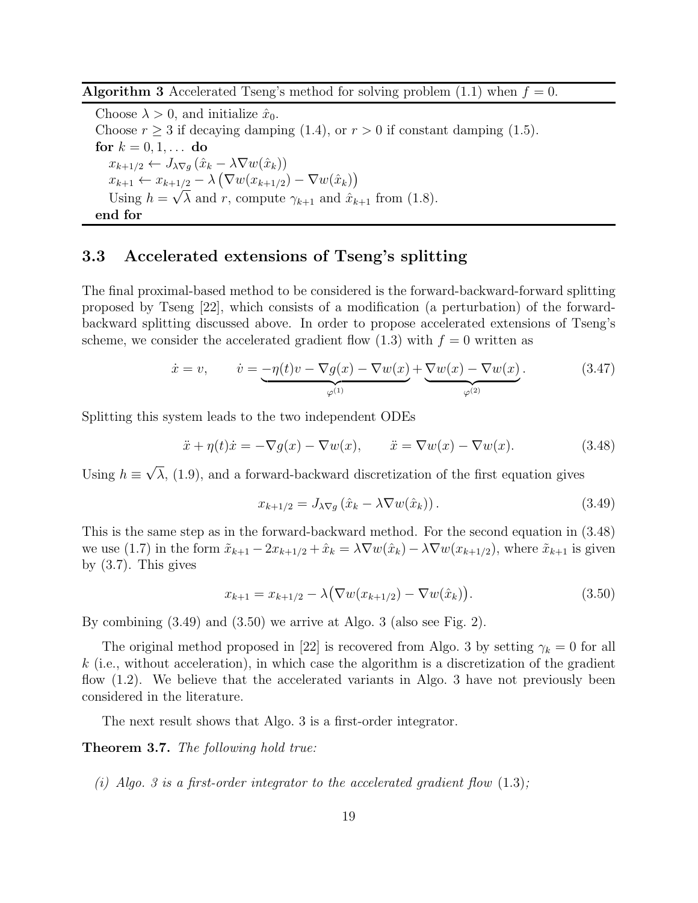**Algorithm 3** Accelerated Tseng's method for solving problem (1.1) when $f = 0$.

Choose $\lambda > 0$, and initialize $\hat{x}_0$.
Choose $r \geq 3$ if decaying damping (1.4), or $r > 0$ if constant damping (1.5).
**for** $k = 0, 1, \ldots$ **do**
  $x_{k+1/2} \leftarrow J_{\lambda \nabla g}\left(\hat{x}_k - \lambda \nabla w(\hat{x}_k)\right)$
  $x_{k+1} \leftarrow x_{k+1/2} - \lambda\left(\nabla w(x_{k+1/2}) - \nabla w(\hat{x}_k)\right)$
  Using $h = \sqrt{\lambda}$ and $r$, compute $\gamma_{k+1}$ and $\hat{x}_{k+1}$ from (1.8).
**end for**

### 3.3 Accelerated extensions of Tseng's splitting

The final proximal-based method to be considered is the forward-backward-forward splitting proposed by Tseng [22], which consists of a modification (a perturbation) of the forward-backward splitting discussed above. In order to propose accelerated extensions of Tseng's scheme, we consider the accelerated gradient flow (1.3) with $f = 0$ written as

$$\dot{x} = v, \qquad \dot{v} = \underbrace{-\eta(t)v - \nabla g(x) - \nabla w(x)}_{\varphi^{(1)}} + \underbrace{\nabla w(x) - \nabla w(x)}_{\varphi^{(2)}}. \tag{3.47}$$

Splitting this system leads to the two independent ODEs

$$\ddot{x} + \eta(t)\dot{x} = -\nabla g(x) - \nabla w(x), \qquad \ddot{x} = \nabla w(x) - \nabla w(x). \tag{3.48}$$

Using $h \equiv \sqrt{\lambda}$, (1.9), and a forward-backward discretization of the first equation gives

$$x_{k+1/2} = J_{\lambda \nabla g}\left(\hat{x}_k - \lambda \nabla w(\hat{x}_k)\right). \tag{3.49}$$

This is the same step as in the forward-backward method. For the second equation in (3.48) we use (1.7) in the form $\tilde{x}_{k+1} - 2x_{k+1/2} + \hat{x}_k = \lambda \nabla w(\hat{x}_k) - \lambda \nabla w(x_{k+1/2})$, where $\tilde{x}_{k+1}$ is given by (3.7). This gives

$$x_{k+1} = x_{k+1/2} - \lambda\big(\nabla w(x_{k+1/2}) - \nabla w(\hat{x}_k)\big). \tag{3.50}$$

By combining (3.49) and (3.50) we arrive at Algo. 3 (also see Fig. 2).

The original method proposed in [22] is recovered from Algo. 3 by setting $\gamma_k = 0$ for all $k$ (i.e., without acceleration), in which case the algorithm is a discretization of the gradient flow (1.2). We believe that the accelerated variants in Algo. 3 have not previously been considered in the literature.

The next result shows that Algo. 3 is a first-order integrator.

**Theorem 3.7.** *The following hold true:*

*(i) Algo. 3 is a first-order integrator to the accelerated gradient flow* (1.3)*;*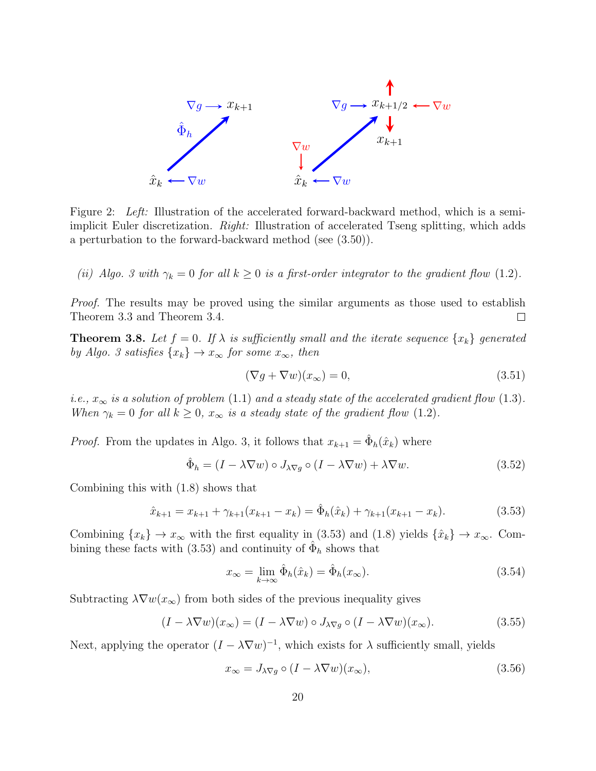Figure 2: *Left:* Illustration of the accelerated forward-backward method, which is a semi-implicit Euler discretization. *Right:* Illustration of accelerated Tseng splitting, which adds a perturbation to the forward-backward method (see (3.50)).

*(ii) Algo. 3 with $\gamma_k = 0$ for all $k \geq 0$ is a first-order integrator to the gradient flow* (1.2).

*Proof.* The results may be proved using the similar arguments as those used to establish Theorem 3.3 and Theorem 3.4. $\square$

**Theorem 3.8.** *Let $f = 0$. If $\lambda$ is sufficiently small and the iterate sequence $\{x_k\}$ generated by Algo. 3 satisfies $\{x_k\} \to x_\infty$ for some $x_\infty$, then*

$$(\nabla g + \nabla w)(x_\infty) = 0, \tag{3.51}$$

*i.e., $x_\infty$ is a solution of problem* (1.1) *and a steady state of the accelerated gradient flow* (1.3). *When $\gamma_k = 0$ for all $k \geq 0$, $x_\infty$ is a steady state of the gradient flow* (1.2).

*Proof.* From the updates in Algo. 3, it follows that $x_{k+1} = \hat{\Phi}_h(\hat{x}_k)$ where

$$\hat{\Phi}_h = (I - \lambda \nabla w) \circ J_{\lambda \nabla g} \circ (I - \lambda \nabla w) + \lambda \nabla w. \tag{3.52}$$

Combining this with (1.8) shows that

$$\hat{x}_{k+1} = x_{k+1} + \gamma_{k+1}(x_{k+1} - x_k) = \hat{\Phi}_h(\hat{x}_k) + \gamma_{k+1}(x_{k+1} - x_k). \tag{3.53}$$

Combining $\{x_k\} \to x_\infty$ with the first equality in (3.53) and (1.8) yields $\{\hat{x}_k\} \to x_\infty$. Combining these facts with (3.53) and continuity of $\hat{\Phi}_h$ shows that

$$x_\infty = \lim_{k \to \infty} \hat{\Phi}_h(\hat{x}_k) = \hat{\Phi}_h(x_\infty). \tag{3.54}$$

Subtracting $\lambda \nabla w(x_\infty)$ from both sides of the previous inequality gives

$$(I - \lambda \nabla w)(x_\infty) = (I - \lambda \nabla w) \circ J_{\lambda \nabla g} \circ (I - \lambda \nabla w)(x_\infty). \tag{3.55}$$

Next, applying the operator $(I - \lambda \nabla w)^{-1}$, which exists for $\lambda$ sufficiently small, yields

$$x_\infty = J_{\lambda \nabla g} \circ (I - \lambda \nabla w)(x_\infty), \tag{3.56}$$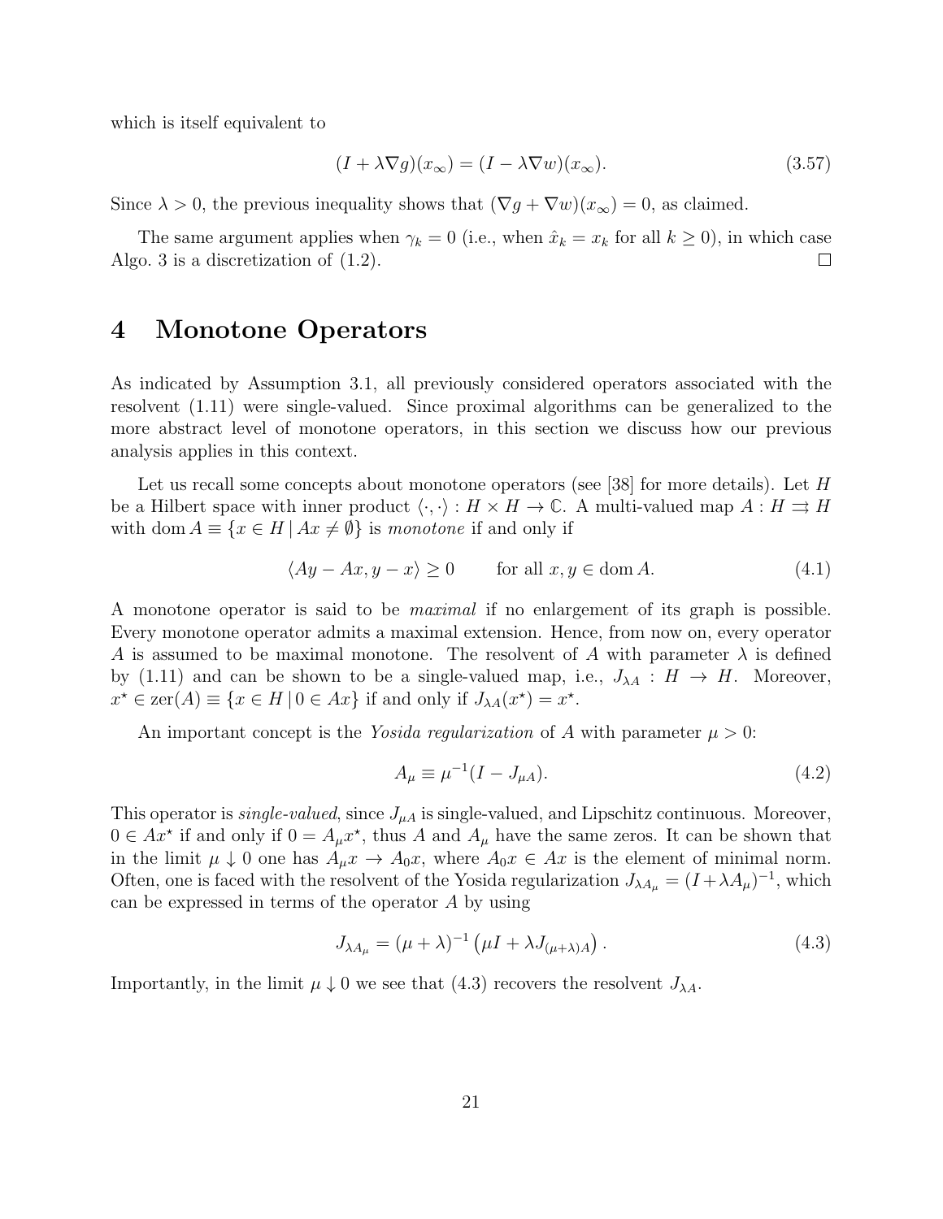which is itself equivalent to

$$
(I + \lambda \nabla g)(x_\infty) = (I - \lambda \nabla w)(x_\infty). \tag{3.57}
$$

Since $\lambda > 0$, the previous inequality shows that $(\nabla g + \nabla w)(x_\infty) = 0$, as claimed.

The same argument applies when $\gamma_k = 0$ (i.e., when $\hat{x}_k = x_k$ for all $k \geq 0$), in which case Algo. 3 is a discretization of (1.2). □

# 4 Monotone Operators

As indicated by Assumption 3.1, all previously considered operators associated with the resolvent (1.11) were single-valued. Since proximal algorithms can be generalized to the more abstract level of monotone operators, in this section we discuss how our previous analysis applies in this context.

Let us recall some concepts about monotone operators (see [38] for more details). Let $H$ be a Hilbert space with inner product $\langle \cdot, \cdot \rangle : H \times H \to \mathbb{C}$. A multi-valued map $A : H \rightrightarrows H$ with $\operatorname{dom} A \equiv \{x \in H \,|\, Ax \neq \emptyset\}$ is *monotone* if and only if

$$
\langle Ay - Ax, y - x \rangle \geq 0 \qquad \text{for all } x, y \in \operatorname{dom} A. \tag{4.1}
$$

A monotone operator is said to be *maximal* if no enlargement of its graph is possible. Every monotone operator admits a maximal extension. Hence, from now on, every operator $A$ is assumed to be maximal monotone. The resolvent of $A$ with parameter $\lambda$ is defined by (1.11) and can be shown to be a single-valued map, i.e., $J_{\lambda A} : H \to H$. Moreover, $x^\star \in \operatorname{zer}(A) \equiv \{x \in H \,|\, 0 \in Ax\}$ if and only if $J_{\lambda A}(x^\star) = x^\star$.

An important concept is the *Yosida regularization* of $A$ with parameter $\mu > 0$:

$$
A_\mu \equiv \mu^{-1}(I - J_{\mu A}). \tag{4.2}
$$

This operator is *single-valued*, since $J_{\mu A}$ is single-valued, and Lipschitz continuous. Moreover, $0 \in Ax^\star$ if and only if $0 = A_\mu x^\star$, thus $A$ and $A_\mu$ have the same zeros. It can be shown that in the limit $\mu \downarrow 0$ one has $A_\mu x \to A_0 x$, where $A_0 x \in Ax$ is the element of minimal norm. Often, one is faced with the resolvent of the Yosida regularization $J_{\lambda A_\mu} = (I + \lambda A_\mu)^{-1}$, which can be expressed in terms of the operator $A$ by using

$$
J_{\lambda A_\mu} = (\mu + \lambda)^{-1} \left( \mu I + \lambda J_{(\mu+\lambda)A} \right). \tag{4.3}
$$

Importantly, in the limit $\mu \downarrow 0$ we see that (4.3) recovers the resolvent $J_{\lambda A}$.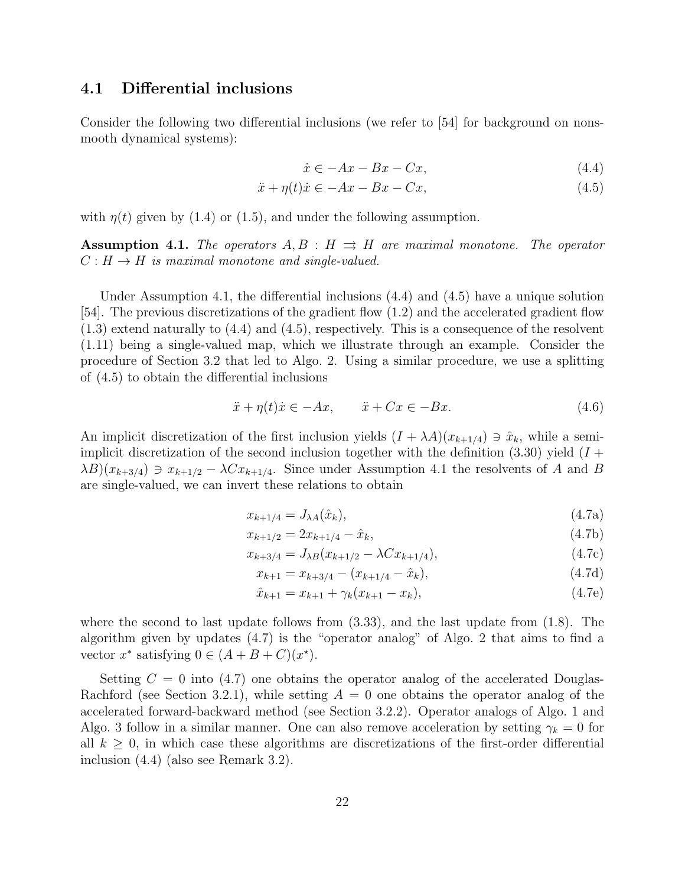## 4.1 Differential inclusions

Consider the following two differential inclusions (we refer to [54] for background on nonsmooth dynamical systems):

$$\dot{x} \in -Ax - Bx - Cx, \tag{4.4}$$

$$\ddot{x} + \eta(t)\dot{x} \in -Ax - Bx - Cx, \tag{4.5}$$

with $\eta(t)$ given by (1.4) or (1.5), and under the following assumption.

**Assumption 4.1.** *The operators $A, B : H \rightrightarrows H$ are maximal monotone. The operator $C : H \to H$ is maximal monotone and single-valued.*

Under Assumption 4.1, the differential inclusions (4.4) and (4.5) have a unique solution [54]. The previous discretizations of the gradient flow (1.2) and the accelerated gradient flow (1.3) extend naturally to (4.4) and (4.5), respectively. This is a consequence of the resolvent (1.11) being a single-valued map, which we illustrate through an example. Consider the procedure of Section 3.2 that led to Algo. 2. Using a similar procedure, we use a splitting of (4.5) to obtain the differential inclusions

$$\ddot{x} + \eta(t)\dot{x} \in -Ax, \qquad \ddot{x} + Cx \in -Bx. \tag{4.6}$$

An implicit discretization of the first inclusion yields $(I + \lambda A)(x_{k+1/4}) \ni \hat{x}_k$, while a semi-implicit discretization of the second inclusion together with the definition (3.30) yield $(I + \lambda B)(x_{k+3/4}) \ni x_{k+1/2} - \lambda C x_{k+1/4}$. Since under Assumption 4.1 the resolvents of $A$ and $B$ are single-valued, we can invert these relations to obtain

$$x_{k+1/4} = J_{\lambda A}(\hat{x}_k), \tag{4.7a}$$

$$x_{k+1/2} = 2x_{k+1/4} - \hat{x}_k, \tag{4.7b}$$

$$x_{k+3/4} = J_{\lambda B}(x_{k+1/2} - \lambda C x_{k+1/4}), \tag{4.7c}$$

$$x_{k+1} = x_{k+3/4} - (x_{k+1/4} - \hat{x}_k), \tag{4.7d}$$

$$\hat{x}_{k+1} = x_{k+1} + \gamma_k(x_{k+1} - x_k), \tag{4.7e}$$

where the second to last update follows from (3.33), and the last update from (1.8). The algorithm given by updates (4.7) is the "operator analog" of Algo. 2 that aims to find a vector $x^*$ satisfying $0 \in (A + B + C)(x^\star)$.

Setting $C = 0$ into (4.7) one obtains the operator analog of the accelerated Douglas-Rachford (see Section 3.2.1), while setting $A = 0$ one obtains the operator analog of the accelerated forward-backward method (see Section 3.2.2). Operator analogs of Algo. 1 and Algo. 3 follow in a similar manner. One can also remove acceleration by setting $\gamma_k = 0$ for all $k \geq 0$, in which case these algorithms are discretizations of the first-order differential inclusion (4.4) (also see Remark 3.2).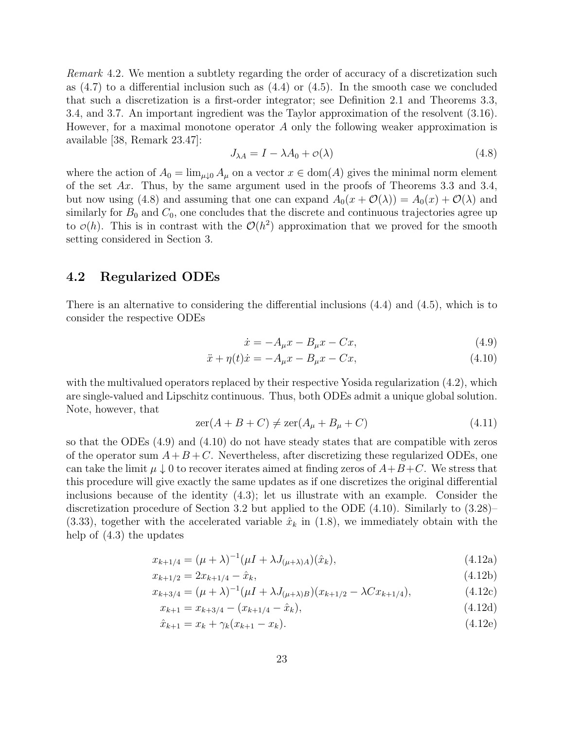*Remark* 4.2. We mention a subtlety regarding the order of accuracy of a discretization such as (4.7) to a differential inclusion such as (4.4) or (4.5). In the smooth case we concluded that such a discretization is a first-order integrator; see Definition 2.1 and Theorems 3.3, 3.4, and 3.7. An important ingredient was the Taylor approximation of the resolvent (3.16). However, for a maximal monotone operator $A$ only the following weaker approximation is available [38, Remark 23.47]:

$$
J_{\lambda A} = I - \lambda A_0 + o(\lambda) \tag{4.8}
$$

where the action of $A_0 = \lim_{\mu \downarrow 0} A_\mu$ on a vector $x \in \operatorname{dom}(A)$ gives the minimal norm element of the set $Ax$. Thus, by the same argument used in the proofs of Theorems 3.3 and 3.4, but now using (4.8) and assuming that one can expand $A_0(x + \mathcal{O}(\lambda)) = A_0(x) + \mathcal{O}(\lambda)$ and similarly for $B_0$ and $C_0$, one concludes that the discrete and continuous trajectories agree up to $o(h)$. This is in contrast with the $\mathcal{O}(h^2)$ approximation that we proved for the smooth setting considered in Section 3.

## 4.2 Regularized ODEs

There is an alternative to considering the differential inclusions (4.4) and (4.5), which is to consider the respective ODEs

$$
\dot{x} = -A_\mu x - B_\mu x - Cx, \tag{4.9}
$$

$$
\ddot{x} + \eta(t)\dot{x} = -A_\mu x - B_\mu x - Cx, \tag{4.10}
$$

with the multivalued operators replaced by their respective Yosida regularization (4.2), which are single-valued and Lipschitz continuous. Thus, both ODEs admit a unique global solution. Note, however, that

$$
\operatorname{zer}(A + B + C) \neq \operatorname{zer}(A_\mu + B_\mu + C) \tag{4.11}
$$

so that the ODEs (4.9) and (4.10) do not have steady states that are compatible with zeros of the operator sum $A+B+C$. Nevertheless, after discretizing these regularized ODEs, one can take the limit $\mu \downarrow 0$ to recover iterates aimed at finding zeros of $A+B+C$. We stress that this procedure will give exactly the same updates as if one discretizes the original differential inclusions because of the identity (4.3); let us illustrate with an example. Consider the discretization procedure of Section 3.2 but applied to the ODE (4.10). Similarly to (3.28)–(3.33), together with the accelerated variable $\hat{x}_k$ in (1.8), we immediately obtain with the help of (4.3) the updates

$$
x_{k+1/4} = (\mu + \lambda)^{-1}(\mu I + \lambda J_{(\mu+\lambda)A})(\hat{x}_k), \tag{4.12a}
$$

$$
x_{k+1/2} = 2x_{k+1/4} - \hat{x}_k, \tag{4.12b}
$$

$$
x_{k+3/4} = (\mu + \lambda)^{-1}(\mu I + \lambda J_{(\mu+\lambda)B})(x_{k+1/2} - \lambda C x_{k+1/4}), \tag{4.12c}
$$

$$
x_{k+1} = x_{k+3/4} - (x_{k+1/4} - \hat{x}_k), \tag{4.12d}
$$

$$
\hat{x}_{k+1} = x_k + \gamma_k(x_{k+1} - x_k). \tag{4.12e}
$$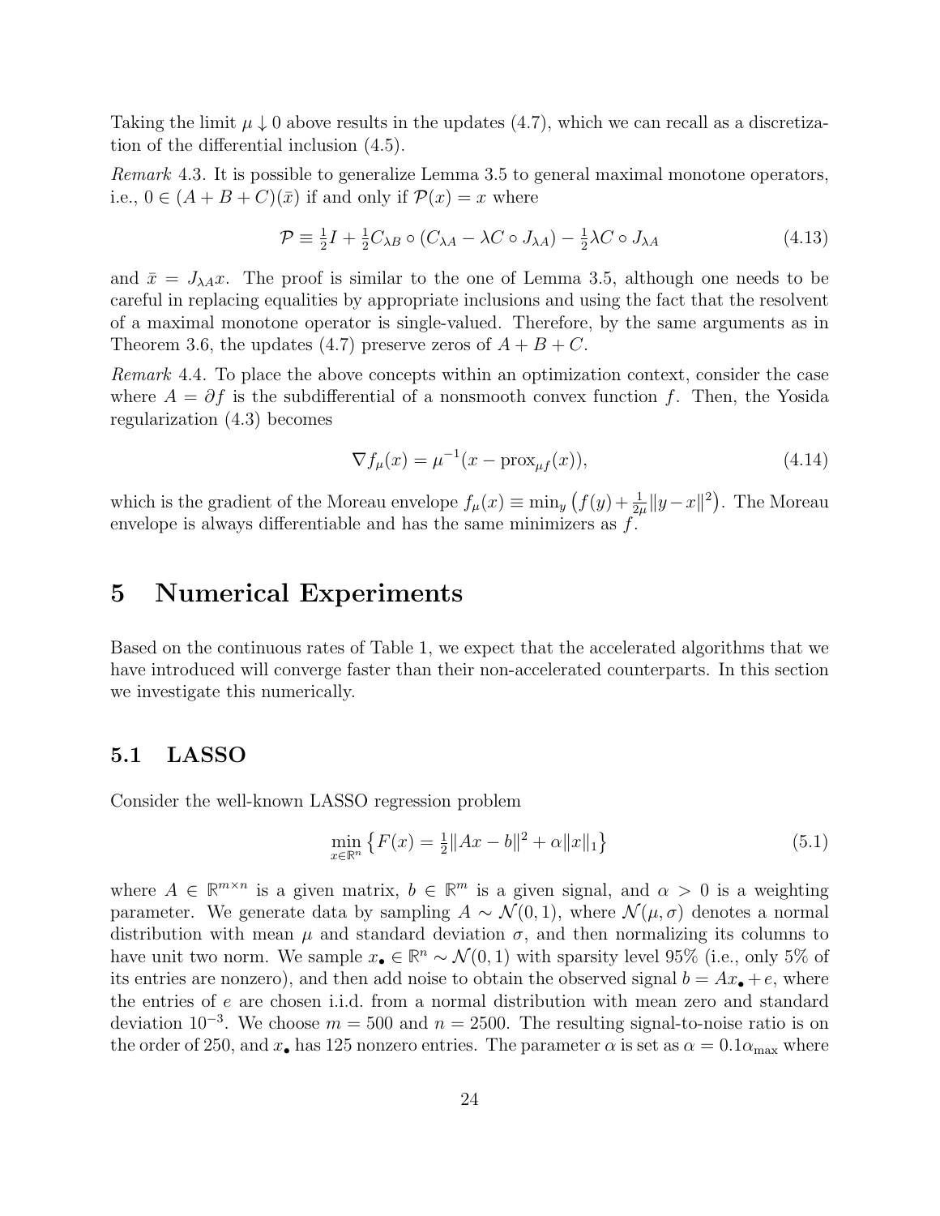Taking the limit $\mu \downarrow 0$ above results in the updates (4.7), which we can recall as a discretization of the differential inclusion (4.5).

*Remark* 4.3. It is possible to generalize Lemma 3.5 to general maximal monotone operators, i.e., $0 \in (A + B + C)(\bar{x})$ if and only if $\mathcal{P}(x) = x$ where

$$
\mathcal{P} \equiv \tfrac{1}{2} I + \tfrac{1}{2} C_{\lambda B} \circ (C_{\lambda A} - \lambda C \circ J_{\lambda A}) - \tfrac{1}{2}\lambda C \circ J_{\lambda A} \tag{4.13}
$$

and $\bar{x} = J_{\lambda A} x$. The proof is similar to the one of Lemma 3.5, although one needs to be careful in replacing equalities by appropriate inclusions and using the fact that the resolvent of a maximal monotone operator is single-valued. Therefore, by the same arguments as in Theorem 3.6, the updates (4.7) preserve zeros of $A + B + C$.

*Remark* 4.4. To place the above concepts within an optimization context, consider the case where $A = \partial f$ is the subdifferential of a nonsmooth convex function $f$. Then, the Yosida regularization (4.3) becomes

$$
\nabla f_\mu(x) = \mu^{-1}(x - \operatorname{prox}_{\mu f}(x)), \tag{4.14}
$$

which is the gradient of the Moreau envelope $f_\mu(x) \equiv \min_y \big( f(y) + \frac{1}{2\mu}\|y - x\|^2 \big)$. The Moreau envelope is always differentiable and has the same minimizers as $f$.

# 5 Numerical Experiments

Based on the continuous rates of Table 1, we expect that the accelerated algorithms that we have introduced will converge faster than their non-accelerated counterparts. In this section we investigate this numerically.

## 5.1 LASSO

Consider the well-known LASSO regression problem

$$
\min_{x \in \mathbb{R}^n} \big\{ F(x) = \tfrac{1}{2}\|Ax - b\|^2 + \alpha \|x\|_1 \big\} \tag{5.1}
$$

where $A \in \mathbb{R}^{m \times n}$ is a given matrix, $b \in \mathbb{R}^m$ is a given signal, and $\alpha > 0$ is a weighting parameter. We generate data by sampling $A \sim \mathcal{N}(0, 1)$, where $\mathcal{N}(\mu, \sigma)$ denotes a normal distribution with mean $\mu$ and standard deviation $\sigma$, and then normalizing its columns to have unit two norm. We sample $x_\bullet \in \mathbb{R}^n \sim \mathcal{N}(0, 1)$ with sparsity level 95% (i.e., only 5% of its entries are nonzero), and then add noise to obtain the observed signal $b = Ax_\bullet + e$, where the entries of $e$ are chosen i.i.d. from a normal distribution with mean zero and standard deviation $10^{-3}$. We choose $m = 500$ and $n = 2500$. The resulting signal-to-noise ratio is on the order of 250, and $x_\bullet$ has 125 nonzero entries. The parameter $\alpha$ is set as $\alpha = 0.1\alpha_{\max}$ where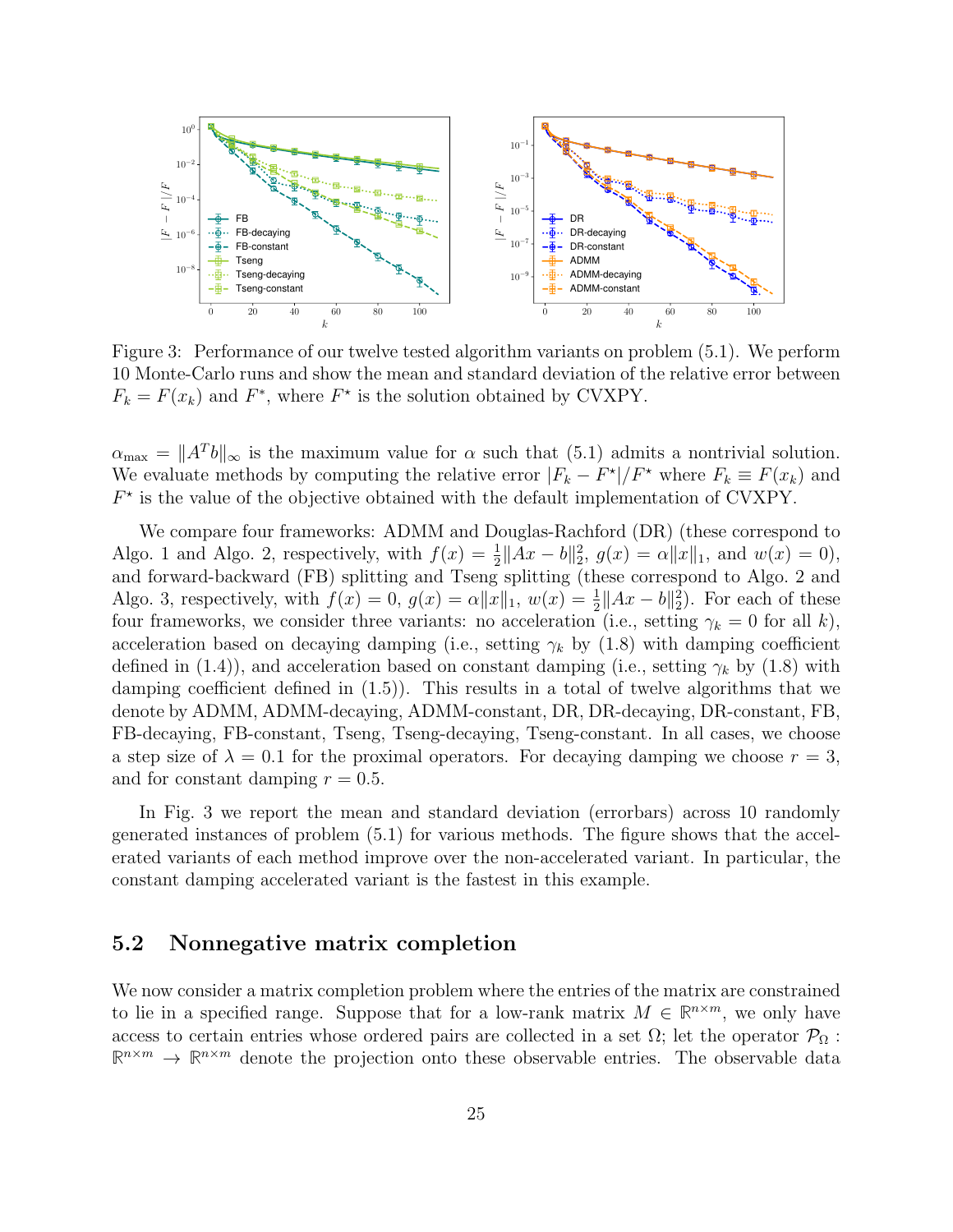Figure 3: Performance of our twelve tested algorithm variants on problem (5.1). We perform 10 Monte-Carlo runs and show the mean and standard deviation of the relative error between $F_k = F(x_k)$ and $F^*$, where $F^\star$ is the solution obtained by CVXPY.

$\alpha_{\max} = \|A^T b\|_\infty$ is the maximum value for $\alpha$ such that (5.1) admits a nontrivial solution. We evaluate methods by computing the relative error $|F_k - F^\star|/F^\star$ where $F_k \equiv F(x_k)$ and $F^\star$ is the value of the objective obtained with the default implementation of CVXPY.

We compare four frameworks: ADMM and Douglas-Rachford (DR) (these correspond to Algo. 1 and Algo. 2, respectively, with $f(x) = \frac{1}{2}\|Ax - b\|_2^2$, $g(x) = \alpha\|x\|_1$, and $w(x) = 0$), and forward-backward (FB) splitting and Tseng splitting (these correspond to Algo. 2 and Algo. 3, respectively, with $f(x) = 0$, $g(x) = \alpha\|x\|_1$, $w(x) = \frac{1}{2}\|Ax - b\|_2^2$). For each of these four frameworks, we consider three variants: no acceleration (i.e., setting $\gamma_k = 0$ for all $k$), acceleration based on decaying damping (i.e., setting $\gamma_k$ by (1.8) with damping coefficient defined in (1.4)), and acceleration based on constant damping (i.e., setting $\gamma_k$ by (1.8) with damping coefficient defined in (1.5)). This results in a total of twelve algorithms that we denote by ADMM, ADMM-decaying, ADMM-constant, DR, DR-decaying, DR-constant, FB, FB-decaying, FB-constant, Tseng, Tseng-decaying, Tseng-constant. In all cases, we choose a step size of $\lambda = 0.1$ for the proximal operators. For decaying damping we choose $r = 3$, and for constant damping $r = 0.5$.

In Fig. 3 we report the mean and standard deviation (errorbars) across 10 randomly generated instances of problem (5.1) for various methods. The figure shows that the accelerated variants of each method improve over the non-accelerated variant. In particular, the constant damping accelerated variant is the fastest in this example.

## 5.2 Nonnegative matrix completion

We now consider a matrix completion problem where the entries of the matrix are constrained to lie in a specified range. Suppose that for a low-rank matrix $M \in \mathbb{R}^{n\times m}$, we only have access to certain entries whose ordered pairs are collected in a set $\Omega$; let the operator $\mathcal{P}_\Omega : \mathbb{R}^{n\times m} \to \mathbb{R}^{n\times m}$ denote the projection onto these observable entries. The observable data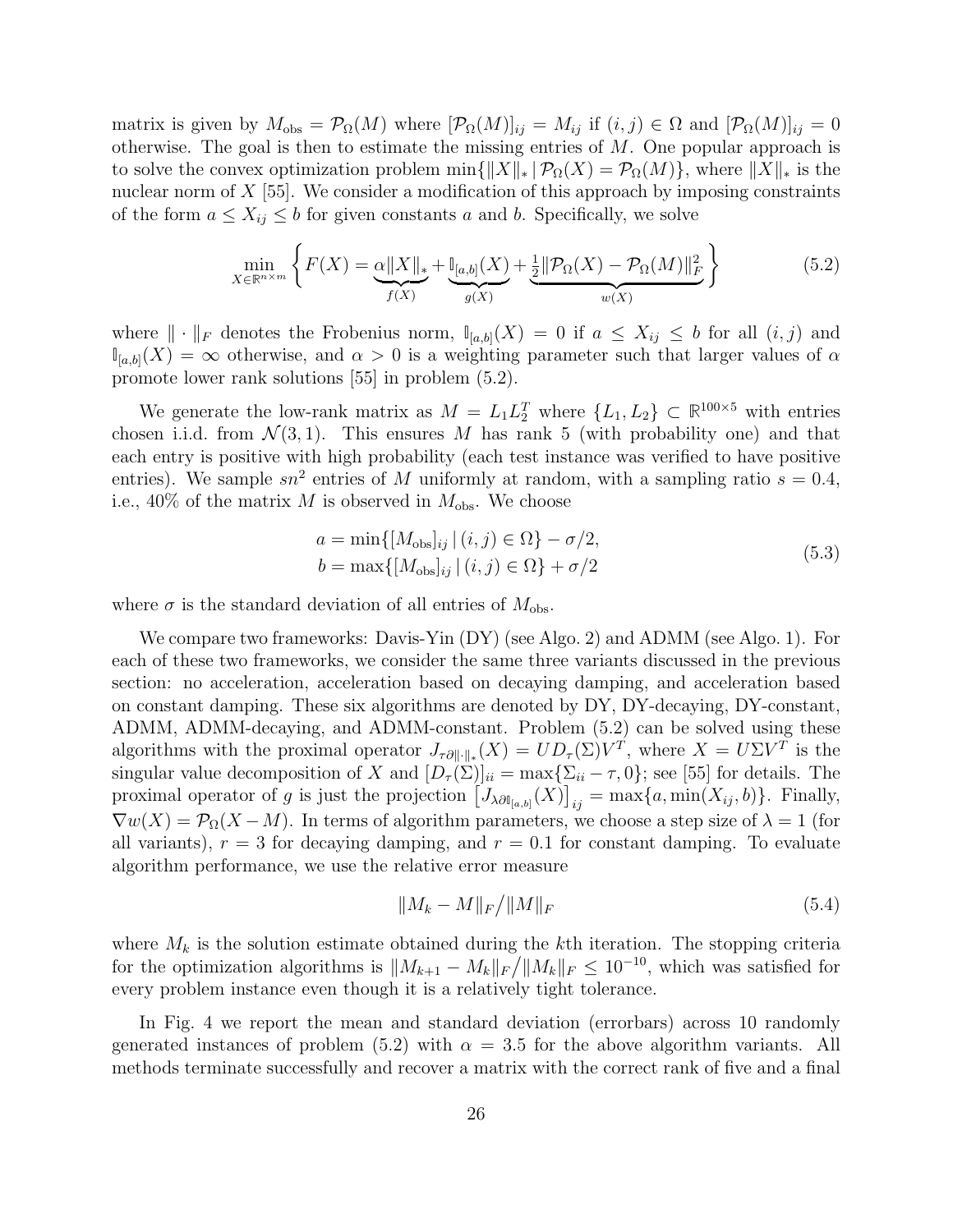matrix is given by $M_{\text{obs}} = \mathcal{P}_\Omega(M)$ where $[\mathcal{P}_\Omega(M)]_{ij} = M_{ij}$ if $(i,j) \in \Omega$ and $[\mathcal{P}_\Omega(M)]_{ij} = 0$ otherwise. The goal is then to estimate the missing entries of $M$. One popular approach is to solve the convex optimization problem $\min\{\|X\|_* \,|\, \mathcal{P}_\Omega(X) = \mathcal{P}_\Omega(M)\}$, where $\|X\|_*$ is the nuclear norm of $X$ [55]. We consider a modification of this approach by imposing constraints of the form $a \leq X_{ij} \leq b$ for given constants $a$ and $b$. Specifically, we solve

$$\min_{X \in \mathbb{R}^{n \times m}} \Big\{ F(X) = \underbrace{\alpha\|X\|_*}_{f(X)} + \underbrace{\mathbb{I}_{[a,b]}(X)}_{g(X)} + \underbrace{\tfrac{1}{2}\|\mathcal{P}_\Omega(X) - \mathcal{P}_\Omega(M)\|_F^2}_{w(X)} \Big\} \tag{5.2}$$

where $\|\cdot\|_F$ denotes the Frobenius norm, $\mathbb{I}_{[a,b]}(X) = 0$ if $a \leq X_{ij} \leq b$ for all $(i,j)$ and $\mathbb{I}_{[a,b]}(X) = \infty$ otherwise, and $\alpha > 0$ is a weighting parameter such that larger values of $\alpha$ promote lower rank solutions [55] in problem (5.2).

We generate the low-rank matrix as $M = L_1 L_2^T$ where $\{L_1, L_2\} \subset \mathbb{R}^{100 \times 5}$ with entries chosen i.i.d. from $\mathcal{N}(3,1)$. This ensures $M$ has rank 5 (with probability one) and that each entry is positive with high probability (each test instance was verified to have positive entries). We sample $sn^2$ entries of $M$ uniformly at random, with a sampling ratio $s = 0.4$, i.e., 40% of the matrix $M$ is observed in $M_{\text{obs}}$. We choose

$$\begin{aligned} a &= \min\{[M_{\text{obs}}]_{ij} \,|\, (i,j) \in \Omega\} - \sigma/2, \\ b &= \max\{[M_{\text{obs}}]_{ij} \,|\, (i,j) \in \Omega\} + \sigma/2 \end{aligned} \tag{5.3}$$

where $\sigma$ is the standard deviation of all entries of $M_{\text{obs}}$.

We compare two frameworks: Davis-Yin (DY) (see Algo. 2) and ADMM (see Algo. 1). For each of these two frameworks, we consider the same three variants discussed in the previous section: no acceleration, acceleration based on decaying damping, and acceleration based on constant damping. These six algorithms are denoted by DY, DY-decaying, DY-constant, ADMM, ADMM-decaying, and ADMM-constant. Problem (5.2) can be solved using these algorithms with the proximal operator $J_{\tau\partial\|\cdot\|_*}(X) = U D_\tau(\Sigma) V^T$, where $X = U\Sigma V^T$ is the singular value decomposition of $X$ and $[D_\tau(\Sigma)]_{ii} = \max\{\Sigma_{ii} - \tau, 0\}$; see [55] for details. The proximal operator of $g$ is just the projection $\left[J_{\lambda\partial\mathbb{I}_{[a,b]}}(X)\right]_{ij} = \max\{a, \min(X_{ij}, b)\}$. Finally, $\nabla w(X) = \mathcal{P}_\Omega(X - M)$. In terms of algorithm parameters, we choose a step size of $\lambda = 1$ (for all variants), $r = 3$ for decaying damping, and $r = 0.1$ for constant damping. To evaluate algorithm performance, we use the relative error measure

$$\|M_k - M\|_F \big/ \|M\|_F \tag{5.4}$$

where $M_k$ is the solution estimate obtained during the $k$th iteration. The stopping criteria for the optimization algorithms is $\|M_{k+1} - M_k\|_F \big/ \|M_k\|_F \leq 10^{-10}$, which was satisfied for every problem instance even though it is a relatively tight tolerance.

In Fig. 4 we report the mean and standard deviation (errorbars) across 10 randomly generated instances of problem (5.2) with $\alpha = 3.5$ for the above algorithm variants. All methods terminate successfully and recover a matrix with the correct rank of five and a final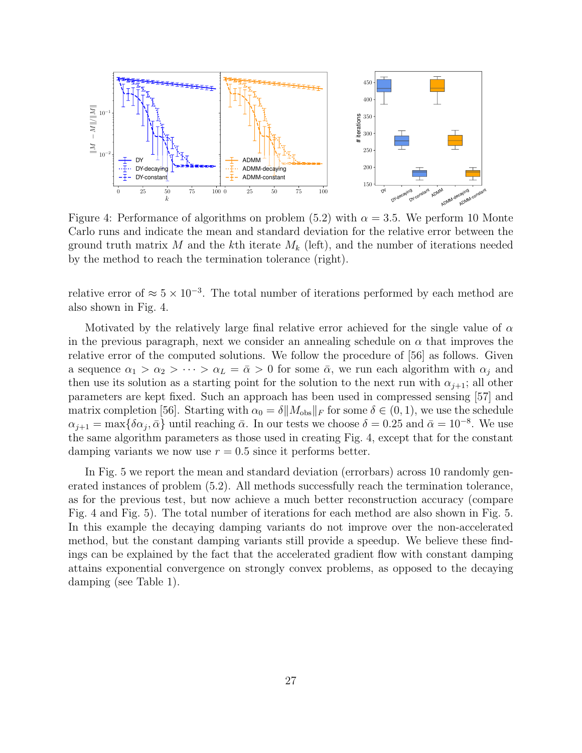Figure 4: Performance of algorithms on problem (5.2) with $\alpha = 3.5$. We perform 10 Monte Carlo runs and indicate the mean and standard deviation for the relative error between the ground truth matrix $M$ and the $k$th iterate $M_k$ (left), and the number of iterations needed by the method to reach the termination tolerance (right).

relative error of $\approx 5 \times 10^{-3}$. The total number of iterations performed by each method are also shown in Fig. 4.

Motivated by the relatively large final relative error achieved for the single value of $\alpha$ in the previous paragraph, next we consider an annealing schedule on $\alpha$ that improves the relative error of the computed solutions. We follow the procedure of [56] as follows. Given a sequence $\alpha_1 > \alpha_2 > \cdots > \alpha_L = \bar{\alpha} > 0$ for some $\bar{\alpha}$, we run each algorithm with $\alpha_j$ and then use its solution as a starting point for the solution to the next run with $\alpha_{j+1}$; all other parameters are kept fixed. Such an approach has been used in compressed sensing [57] and matrix completion [56]. Starting with $\alpha_0 = \delta \|M_{\text{obs}}\|_F$ for some $\delta \in (0, 1)$, we use the schedule $\alpha_{j+1} = \max\{\delta \alpha_j, \bar{\alpha}\}$ until reaching $\bar{\alpha}$. In our tests we choose $\delta = 0.25$ and $\bar{\alpha} = 10^{-8}$. We use the same algorithm parameters as those used in creating Fig. 4, except that for the constant damping variants we now use $r = 0.5$ since it performs better.

In Fig. 5 we report the mean and standard deviation (errorbars) across 10 randomly generated instances of problem (5.2). All methods successfully reach the termination tolerance, as for the previous test, but now achieve a much better reconstruction accuracy (compare Fig. 4 and Fig. 5). The total number of iterations for each method are also shown in Fig. 5. In this example the decaying damping variants do not improve over the non-accelerated method, but the constant damping variants still provide a speedup. We believe these findings can be explained by the fact that the accelerated gradient flow with constant damping attains exponential convergence on strongly convex problems, as opposed to the decaying damping (see Table 1).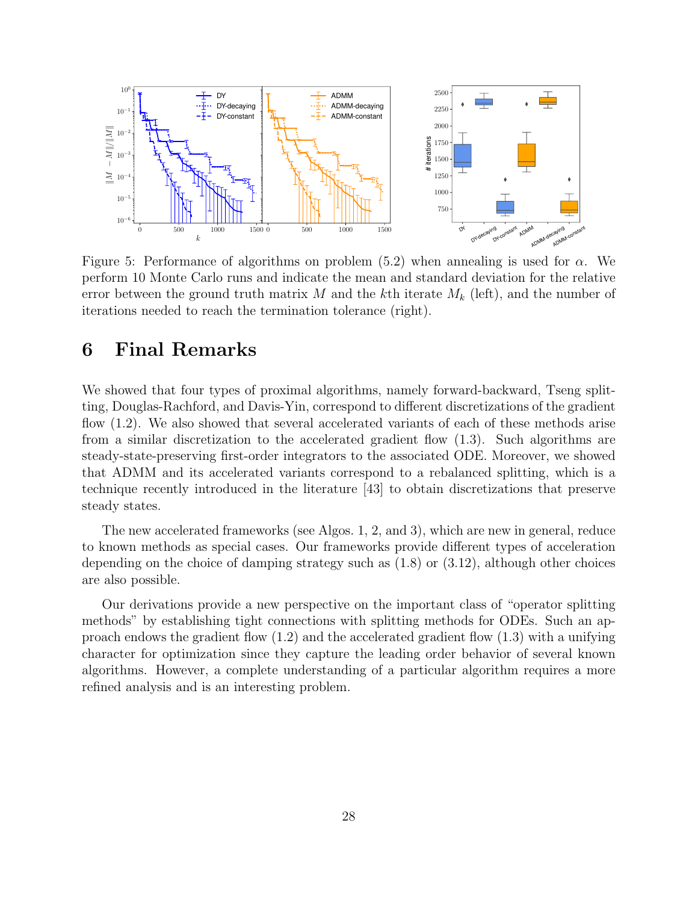Figure 5: Performance of algorithms on problem (5.2) when annealing is used for $\alpha$. We perform 10 Monte Carlo runs and indicate the mean and standard deviation for the relative error between the ground truth matrix $M$ and the $k$th iterate $M_k$ (left), and the number of iterations needed to reach the termination tolerance (right).

# 6 Final Remarks

We showed that four types of proximal algorithms, namely forward-backward, Tseng splitting, Douglas-Rachford, and Davis-Yin, correspond to different discretizations of the gradient flow (1.2). We also showed that several accelerated variants of each of these methods arise from a similar discretization to the accelerated gradient flow (1.3). Such algorithms are steady-state-preserving first-order integrators to the associated ODE. Moreover, we showed that ADMM and its accelerated variants correspond to a rebalanced splitting, which is a technique recently introduced in the literature [43] to obtain discretizations that preserve steady states.

The new accelerated frameworks (see Algos. 1, 2, and 3), which are new in general, reduce to known methods as special cases. Our frameworks provide different types of acceleration depending on the choice of damping strategy such as (1.8) or (3.12), although other choices are also possible.

Our derivations provide a new perspective on the important class of "operator splitting methods" by establishing tight connections with splitting methods for ODEs. Such an approach endows the gradient flow (1.2) and the accelerated gradient flow (1.3) with a unifying character for optimization since they capture the leading order behavior of several known algorithms. However, a complete understanding of a particular algorithm requires a more refined analysis and is an interesting problem.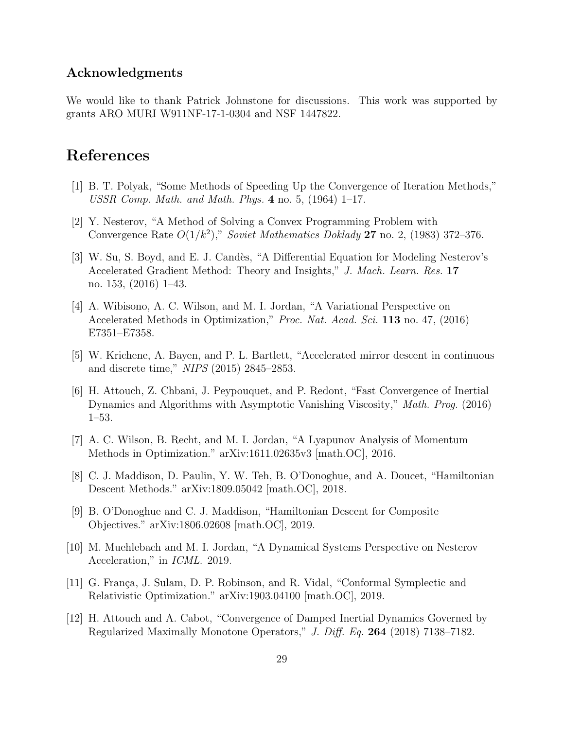## Acknowledgments

We would like to thank Patrick Johnstone for discussions. This work was supported by grants ARO MURI W911NF-17-1-0304 and NSF 1447822.

# References

[1] B. T. Polyak, "Some Methods of Speeding Up the Convergence of Iteration Methods," *USSR Comp. Math. and Math. Phys.* **4** no. 5, (1964) 1–17.

[2] Y. Nesterov, "A Method of Solving a Convex Programming Problem with Convergence Rate $O(1/k^2)$," *Soviet Mathematics Doklady* **27** no. 2, (1983) 372–376.

[3] W. Su, S. Boyd, and E. J. Candès, "A Differential Equation for Modeling Nesterov's Accelerated Gradient Method: Theory and Insights," *J. Mach. Learn. Res.* **17** no. 153, (2016) 1–43.

[4] A. Wibisono, A. C. Wilson, and M. I. Jordan, "A Variational Perspective on Accelerated Methods in Optimization," *Proc. Nat. Acad. Sci.* **113** no. 47, (2016) E7351–E7358.

[5] W. Krichene, A. Bayen, and P. L. Bartlett, "Accelerated mirror descent in continuous and discrete time," *NIPS* (2015) 2845–2853.

[6] H. Attouch, Z. Chbani, J. Peypouquet, and P. Redont, "Fast Convergence of Inertial Dynamics and Algorithms with Asymptotic Vanishing Viscosity," *Math. Prog.* (2016) 1–53.

[7] A. C. Wilson, B. Recht, and M. I. Jordan, "A Lyapunov Analysis of Momentum Methods in Optimization." arXiv:1611.02635v3 [math.OC], 2016.

[8] C. J. Maddison, D. Paulin, Y. W. Teh, B. O'Donoghue, and A. Doucet, "Hamiltonian Descent Methods." arXiv:1809.05042 [math.OC], 2018.

[9] B. O'Donoghue and C. J. Maddison, "Hamiltonian Descent for Composite Objectives." arXiv:1806.02608 [math.OC], 2019.

[10] M. Muehlebach and M. I. Jordan, "A Dynamical Systems Perspective on Nesterov Acceleration," in *ICML*. 2019.

[11] G. França, J. Sulam, D. P. Robinson, and R. Vidal, "Conformal Symplectic and Relativistic Optimization." arXiv:1903.04100 [math.OC], 2019.

[12] H. Attouch and A. Cabot, "Convergence of Damped Inertial Dynamics Governed by Regularized Maximally Monotone Operators," *J. Diff. Eq.* **264** (2018) 7138–7182.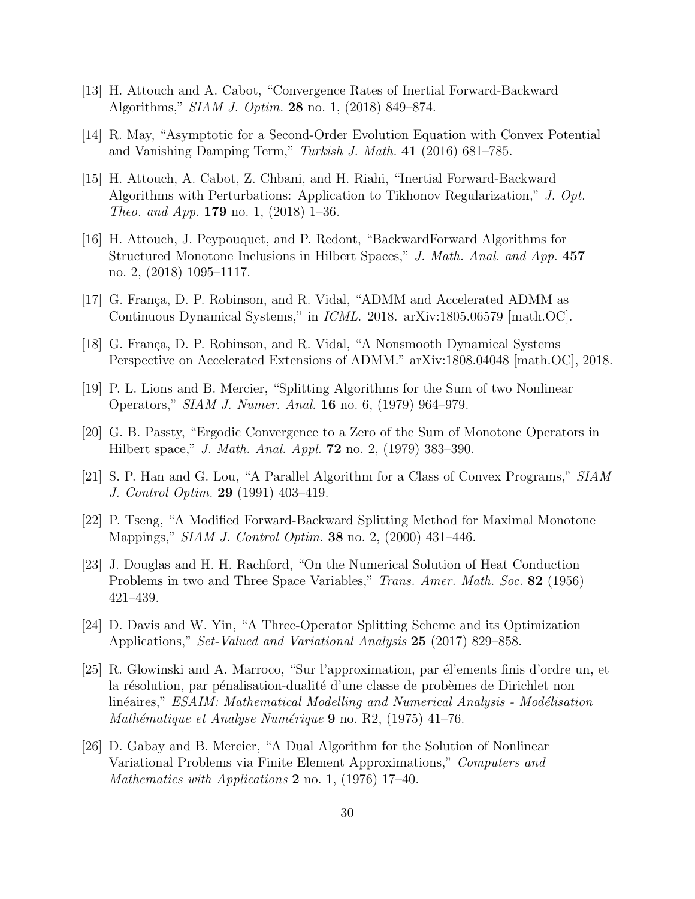[13] H. Attouch and A. Cabot, "Convergence Rates of Inertial Forward-Backward Algorithms," *SIAM J. Optim.* **28** no. 1, (2018) 849–874.

[14] R. May, "Asymptotic for a Second-Order Evolution Equation with Convex Potential and Vanishing Damping Term," *Turkish J. Math.* **41** (2016) 681–785.

[15] H. Attouch, A. Cabot, Z. Chbani, and H. Riahi, "Inertial Forward-Backward Algorithms with Perturbations: Application to Tikhonov Regularization," *J. Opt. Theo. and App.* **179** no. 1, (2018) 1–36.

[16] H. Attouch, J. Peypouquet, and P. Redont, "BackwardForward Algorithms for Structured Monotone Inclusions in Hilbert Spaces," *J. Math. Anal. and App.* **457** no. 2, (2018) 1095–1117.

[17] G. França, D. P. Robinson, and R. Vidal, "ADMM and Accelerated ADMM as Continuous Dynamical Systems," in *ICML*. 2018. arXiv:1805.06579 [math.OC].

[18] G. França, D. P. Robinson, and R. Vidal, "A Nonsmooth Dynamical Systems Perspective on Accelerated Extensions of ADMM." arXiv:1808.04048 [math.OC], 2018.

[19] P. L. Lions and B. Mercier, "Splitting Algorithms for the Sum of two Nonlinear Operators," *SIAM J. Numer. Anal.* **16** no. 6, (1979) 964–979.

[20] G. B. Passty, "Ergodic Convergence to a Zero of the Sum of Monotone Operators in Hilbert space," *J. Math. Anal. Appl.* **72** no. 2, (1979) 383–390.

[21] S. P. Han and G. Lou, "A Parallel Algorithm for a Class of Convex Programs," *SIAM J. Control Optim.* **29** (1991) 403–419.

[22] P. Tseng, "A Modified Forward-Backward Splitting Method for Maximal Monotone Mappings," *SIAM J. Control Optim.* **38** no. 2, (2000) 431–446.

[23] J. Douglas and H. H. Rachford, "On the Numerical Solution of Heat Conduction Problems in two and Three Space Variables," *Trans. Amer. Math. Soc.* **82** (1956) 421–439.

[24] D. Davis and W. Yin, "A Three-Operator Splitting Scheme and its Optimization Applications," *Set-Valued and Variational Analysis* **25** (2017) 829–858.

[25] R. Glowinski and A. Marroco, "Sur l'approximation, par él'ements finis d'ordre un, et la résolution, par pénalisation-dualité d'une classe de probèmes de Dirichlet non linéaires," *ESAIM: Mathematical Modelling and Numerical Analysis - Modélisation Mathématique et Analyse Numérique* **9** no. R2, (1975) 41–76.

[26] D. Gabay and B. Mercier, "A Dual Algorithm for the Solution of Nonlinear Variational Problems via Finite Element Approximations," *Computers and Mathematics with Applications* **2** no. 1, (1976) 17–40.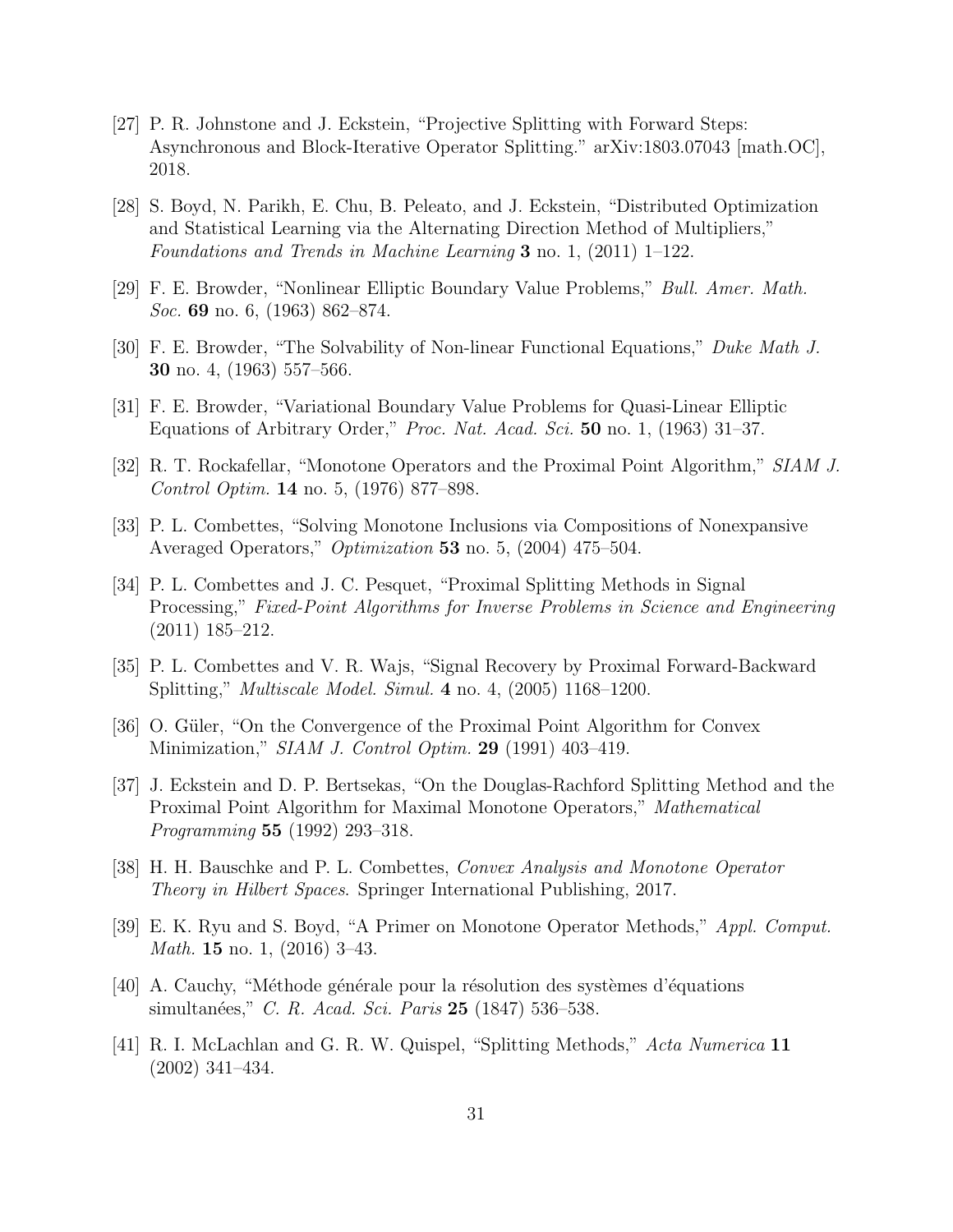[27] P. R. Johnstone and J. Eckstein, “Projective Splitting with Forward Steps: Asynchronous and Block-Iterative Operator Splitting.” arXiv:1803.07043 [math.OC], 2018.

[28] S. Boyd, N. Parikh, E. Chu, B. Peleato, and J. Eckstein, “Distributed Optimization and Statistical Learning via the Alternating Direction Method of Multipliers,” *Foundations and Trends in Machine Learning* **3** no. 1, (2011) 1–122.

[29] F. E. Browder, “Nonlinear Elliptic Boundary Value Problems,” *Bull. Amer. Math. Soc.* **69** no. 6, (1963) 862–874.

[30] F. E. Browder, “The Solvability of Non-linear Functional Equations,” *Duke Math J.* **30** no. 4, (1963) 557–566.

[31] F. E. Browder, “Variational Boundary Value Problems for Quasi-Linear Elliptic Equations of Arbitrary Order,” *Proc. Nat. Acad. Sci.* **50** no. 1, (1963) 31–37.

[32] R. T. Rockafellar, “Monotone Operators and the Proximal Point Algorithm,” *SIAM J. Control Optim.* **14** no. 5, (1976) 877–898.

[33] P. L. Combettes, “Solving Monotone Inclusions via Compositions of Nonexpansive Averaged Operators,” *Optimization* **53** no. 5, (2004) 475–504.

[34] P. L. Combettes and J. C. Pesquet, “Proximal Splitting Methods in Signal Processing,” *Fixed-Point Algorithms for Inverse Problems in Science and Engineering* (2011) 185–212.

[35] P. L. Combettes and V. R. Wajs, “Signal Recovery by Proximal Forward-Backward Splitting,” *Multiscale Model. Simul.* **4** no. 4, (2005) 1168–1200.

[36] O. Güler, “On the Convergence of the Proximal Point Algorithm for Convex Minimization,” *SIAM J. Control Optim.* **29** (1991) 403–419.

[37] J. Eckstein and D. P. Bertsekas, “On the Douglas-Rachford Splitting Method and the Proximal Point Algorithm for Maximal Monotone Operators,” *Mathematical Programming* **55** (1992) 293–318.

[38] H. H. Bauschke and P. L. Combettes, *Convex Analysis and Monotone Operator Theory in Hilbert Spaces*. Springer International Publishing, 2017.

[39] E. K. Ryu and S. Boyd, “A Primer on Monotone Operator Methods,” *Appl. Comput. Math.* **15** no. 1, (2016) 3–43.

[40] A. Cauchy, “Méthode générale pour la résolution des systèmes d’équations simultanées,” *C. R. Acad. Sci. Paris* **25** (1847) 536–538.

[41] R. I. McLachlan and G. R. W. Quispel, “Splitting Methods,” *Acta Numerica* **11** (2002) 341–434.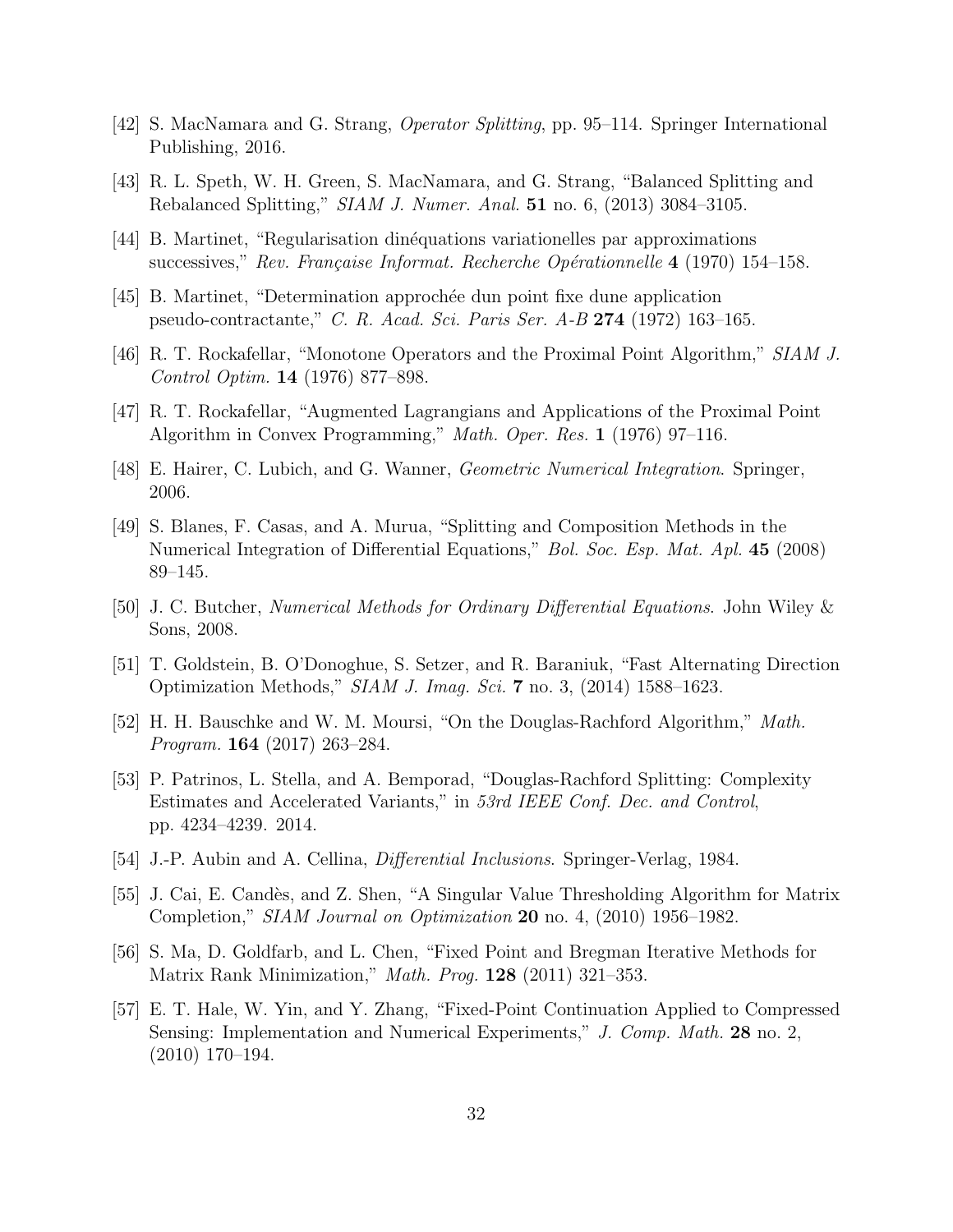[42] S. MacNamara and G. Strang, *Operator Splitting*, pp. 95–114. Springer International Publishing, 2016.

[43] R. L. Speth, W. H. Green, S. MacNamara, and G. Strang, "Balanced Splitting and Rebalanced Splitting," *SIAM J. Numer. Anal.* **51** no. 6, (2013) 3084–3105.

[44] B. Martinet, "Regularisation dinéquations variationelles par approximations successives," *Rev. Française Informat. Recherche Opérationnelle* **4** (1970) 154–158.

[45] B. Martinet, "Determination approchée dun point fixe dune application pseudo-contractante," *C. R. Acad. Sci. Paris Ser. A-B* **274** (1972) 163–165.

[46] R. T. Rockafellar, "Monotone Operators and the Proximal Point Algorithm," *SIAM J. Control Optim.* **14** (1976) 877–898.

[47] R. T. Rockafellar, "Augmented Lagrangians and Applications of the Proximal Point Algorithm in Convex Programming," *Math. Oper. Res.* **1** (1976) 97–116.

[48] E. Hairer, C. Lubich, and G. Wanner, *Geometric Numerical Integration*. Springer, 2006.

[49] S. Blanes, F. Casas, and A. Murua, "Splitting and Composition Methods in the Numerical Integration of Differential Equations," *Bol. Soc. Esp. Mat. Apl.* **45** (2008) 89–145.

[50] J. C. Butcher, *Numerical Methods for Ordinary Differential Equations*. John Wiley & Sons, 2008.

[51] T. Goldstein, B. O'Donoghue, S. Setzer, and R. Baraniuk, "Fast Alternating Direction Optimization Methods," *SIAM J. Imag. Sci.* **7** no. 3, (2014) 1588–1623.

[52] H. H. Bauschke and W. M. Moursi, "On the Douglas-Rachford Algorithm," *Math. Program.* **164** (2017) 263–284.

[53] P. Patrinos, L. Stella, and A. Bemporad, "Douglas-Rachford Splitting: Complexity Estimates and Accelerated Variants," in *53rd IEEE Conf. Dec. and Control*, pp. 4234–4239. 2014.

[54] J.-P. Aubin and A. Cellina, *Differential Inclusions*. Springer-Verlag, 1984.

[55] J. Cai, E. Candès, and Z. Shen, "A Singular Value Thresholding Algorithm for Matrix Completion," *SIAM Journal on Optimization* **20** no. 4, (2010) 1956–1982.

[56] S. Ma, D. Goldfarb, and L. Chen, "Fixed Point and Bregman Iterative Methods for Matrix Rank Minimization," *Math. Prog.* **128** (2011) 321–353.

[57] E. T. Hale, W. Yin, and Y. Zhang, "Fixed-Point Continuation Applied to Compressed Sensing: Implementation and Numerical Experiments," *J. Comp. Math.* **28** no. 2, (2010) 170–194.